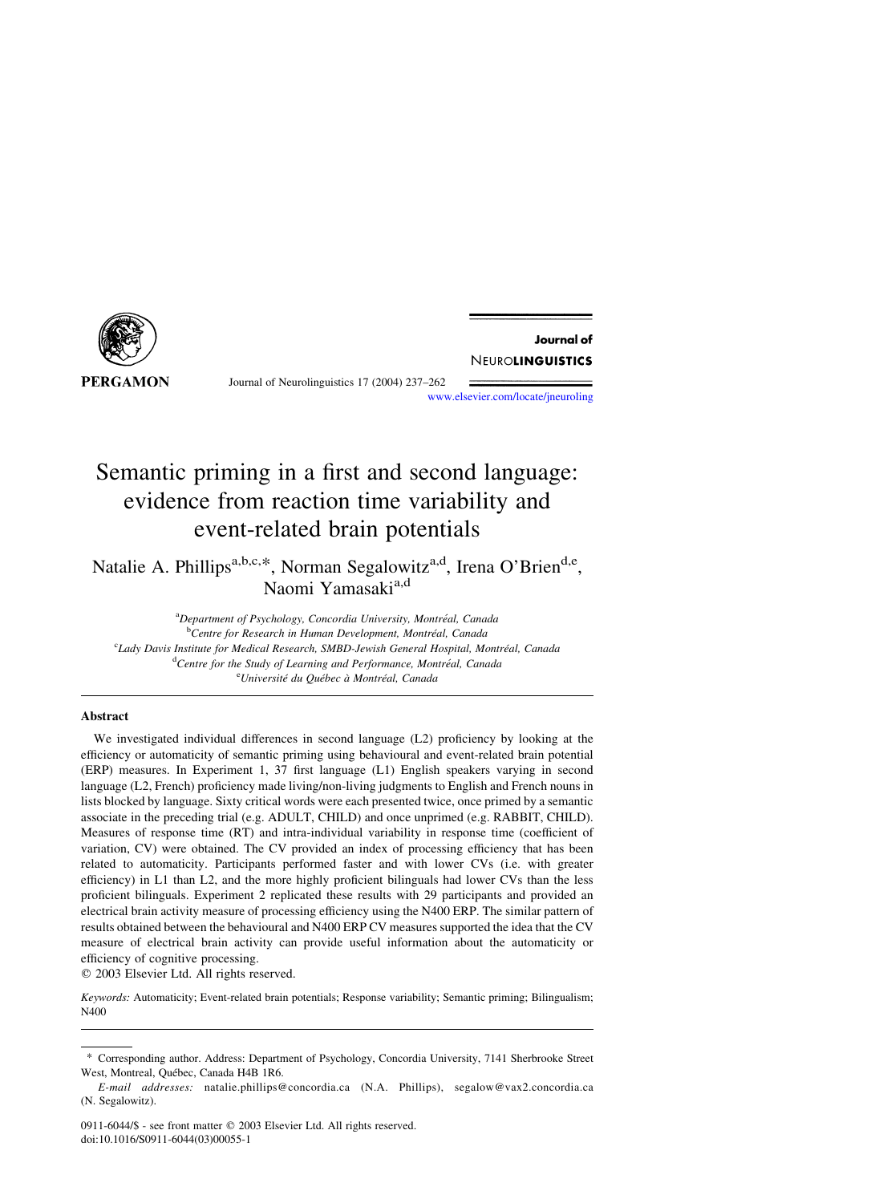# Semantic priming in a first and second language: evidence from reaction time variability and event-related brain potentials

Natalie A. Phillips[a,b,c,*], Norman Segalowitz[a,d], Irena O'Brien[d,e], Naomi Yamasaki[a,d]

[a]*Department of Psychology, Concordia University, Montréal, Canada*
[b]*Centre for Research in Human Development, Montréal, Canada*
[c]*Lady Davis Institute for Medical Research, SMBD-Jewish General Hospital, Montréal, Canada*
[d]*Centre for the Study of Learning and Performance, Montréal, Canada*
[e]*Université du Québec à Montréal, Canada*

## Abstract

We investigated individual differences in second language (L2) proficiency by looking at the efficiency or automaticity of semantic priming using behavioural and event-related brain potential (ERP) measures. In Experiment 1, 37 first language (L1) English speakers varying in second language (L2, French) proficiency made living/non-living judgments to English and French nouns in lists blocked by language. Sixty critical words were each presented twice, once primed by a semantic associate in the preceding trial (e.g. ADULT, CHILD) and once unprimed (e.g. RABBIT, CHILD). Measures of response time (RT) and intra-individual variability in response time (coefficient of variation, CV) were obtained. The CV provided an index of processing efficiency that has been related to automaticity. Participants performed faster and with lower CVs (i.e. with greater efficiency) in L1 than L2, and the more highly proficient bilinguals had lower CVs than the less proficient bilinguals. Experiment 2 replicated these results with 29 participants and provided an electrical brain activity measure of processing efficiency using the N400 ERP. The similar pattern of results obtained between the behavioural and N400 ERP CV measures supported the idea that the CV measure of electrical brain activity can provide useful information about the automaticity or efficiency of cognitive processing.

© 2003 Elsevier Ltd. All rights reserved.

*Keywords:* Automaticity; Event-related brain potentials; Response variability; Semantic priming; Bilingualism; N400

---

\* Corresponding author. Address: Department of Psychology, Concordia University, 7141 Sherbrooke Street West, Montreal, Québec, Canada H4B 1R6.

*E-mail addresses:* natalie.phillips@concordia.ca (N.A. Phillips), segalow@vax2.concordia.ca (N. Segalowitz).

0911-6044/$ - see front matter © 2003 Elsevier Ltd. All rights reserved.
doi:10.1016/S0911-6044(03)00055-1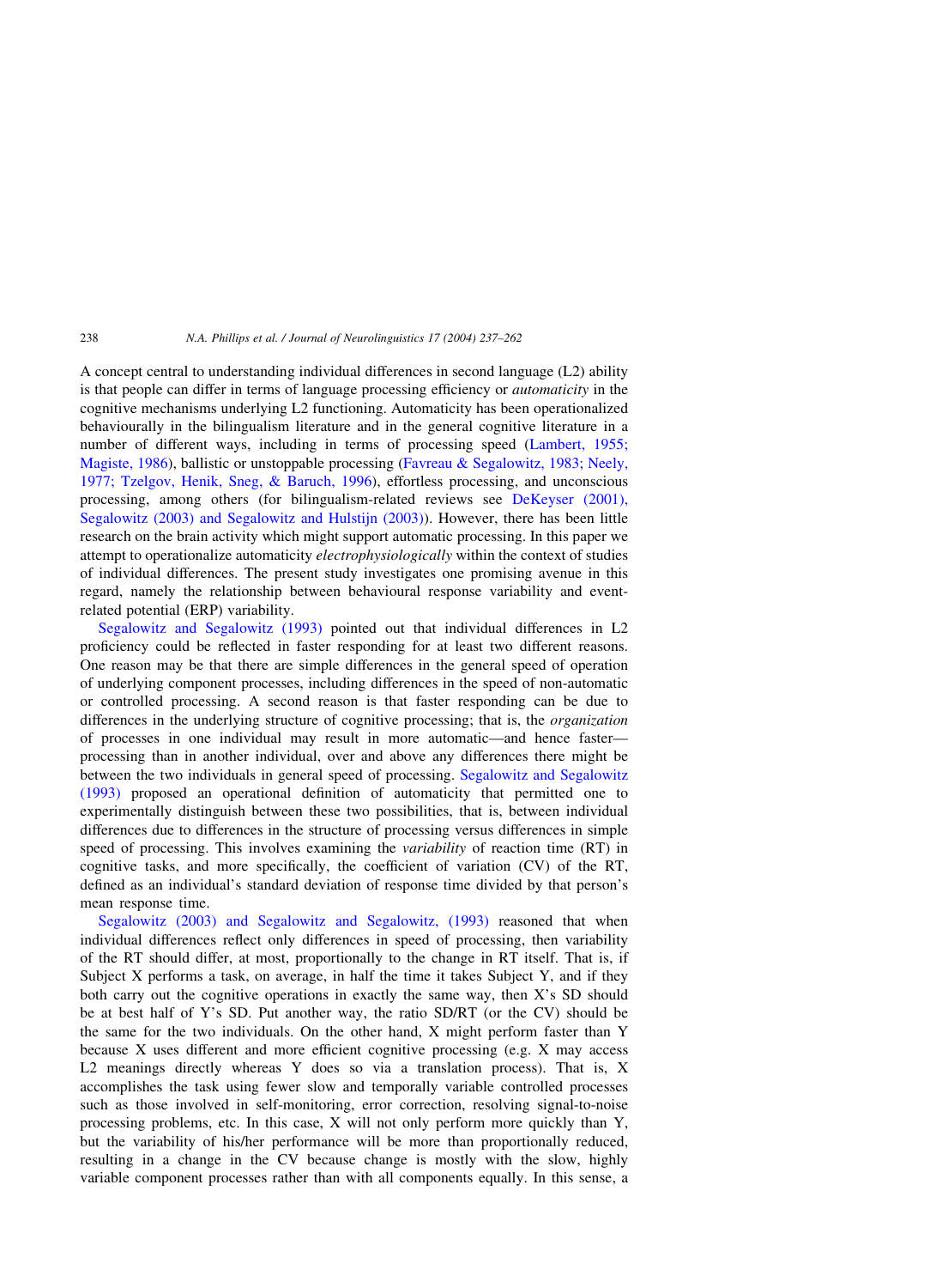A concept central to understanding individual differences in second language (L2) ability is that people can differ in terms of language processing efficiency or *automaticity* in the cognitive mechanisms underlying L2 functioning. Automaticity has been operationalized behaviourally in the bilingualism literature and in the general cognitive literature in a number of different ways, including in terms of processing speed (Lambert, 1955; Magiste, 1986), ballistic or unstoppable processing (Favreau & Segalowitz, 1983; Neely, 1977; Tzelgov, Henik, Sneg, & Baruch, 1996), effortless processing, and unconscious processing, among others (for bilingualism-related reviews see DeKeyser (2001), Segalowitz (2003) and Segalowitz and Hulstijn (2003)). However, there has been little research on the brain activity which might support automatic processing. In this paper we attempt to operationalize automaticity *electrophysiologically* within the context of studies of individual differences. The present study investigates one promising avenue in this regard, namely the relationship between behavioural response variability and event-related potential (ERP) variability.

Segalowitz and Segalowitz (1993) pointed out that individual differences in L2 proficiency could be reflected in faster responding for at least two different reasons. One reason may be that there are simple differences in the general speed of operation of underlying component processes, including differences in the speed of non-automatic or controlled processing. A second reason is that faster responding can be due to differences in the underlying structure of cognitive processing; that is, the *organization* of processes in one individual may result in more automatic—and hence faster—processing than in another individual, over and above any differences there might be between the two individuals in general speed of processing. Segalowitz and Segalowitz (1993) proposed an operational definition of automaticity that permitted one to experimentally distinguish between these two possibilities, that is, between individual differences due to differences in the structure of processing versus differences in simple speed of processing. This involves examining the *variability* of reaction time (RT) in cognitive tasks, and more specifically, the coefficient of variation (CV) of the RT, defined as an individual's standard deviation of response time divided by that person's mean response time.

Segalowitz (2003) and Segalowitz and Segalowitz, (1993) reasoned that when individual differences reflect only differences in speed of processing, then variability of the RT should differ, at most, proportionally to the change in RT itself. That is, if Subject X performs a task, on average, in half the time it takes Subject Y, and if they both carry out the cognitive operations in exactly the same way, then X's SD should be at best half of Y's SD. Put another way, the ratio SD/RT (or the CV) should be the same for the two individuals. On the other hand, X might perform faster than Y because X uses different and more efficient cognitive processing (e.g. X may access L2 meanings directly whereas Y does so via a translation process). That is, X accomplishes the task using fewer slow and temporally variable controlled processes such as those involved in self-monitoring, error correction, resolving signal-to-noise processing problems, etc. In this case, X will not only perform more quickly than Y, but the variability of his/her performance will be more than proportionally reduced, resulting in a change in the CV because change is mostly with the slow, highly variable component processes rather than with all components equally. In this sense, a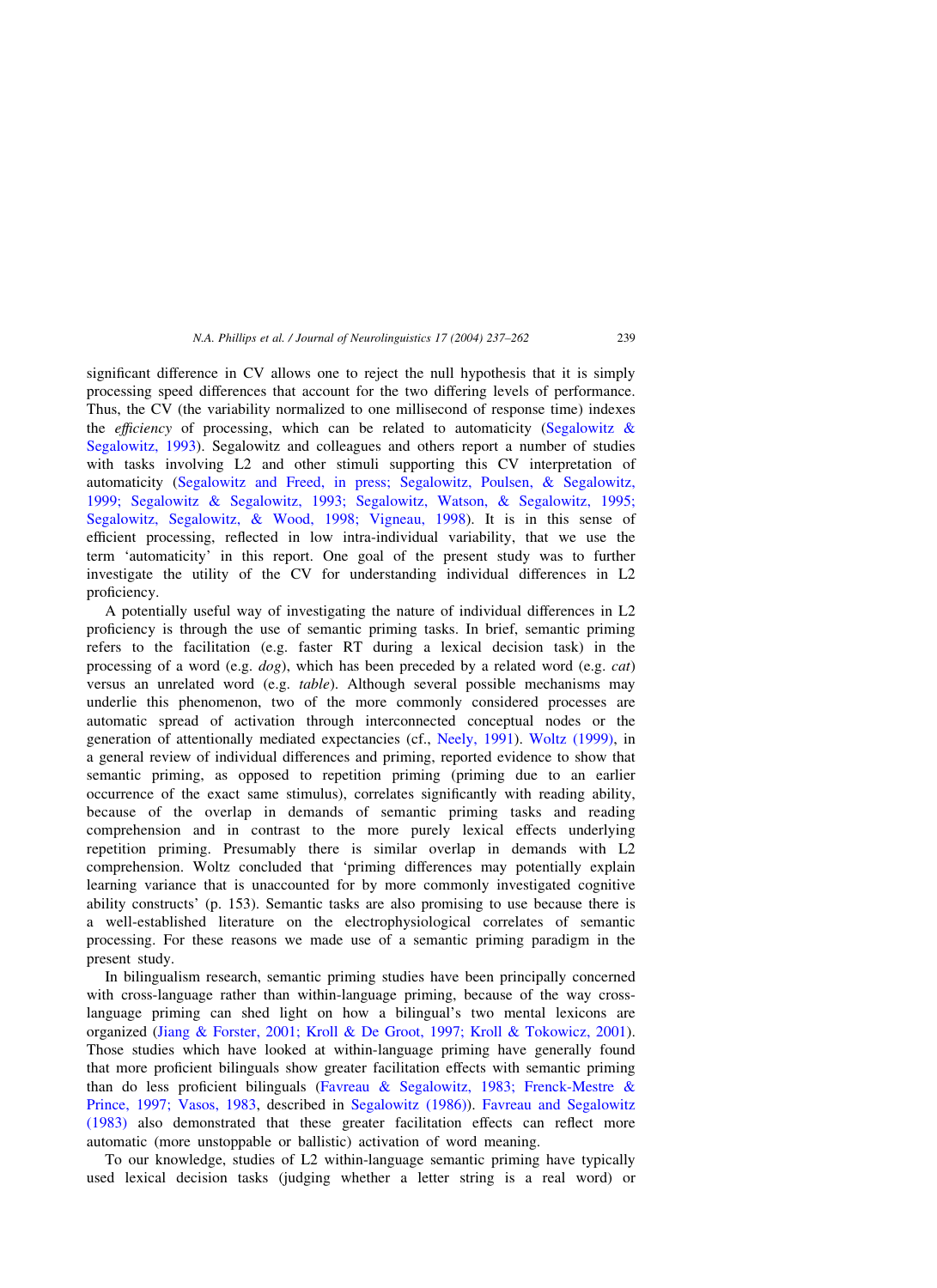significant difference in CV allows one to reject the null hypothesis that it is simply processing speed differences that account for the two differing levels of performance. Thus, the CV (the variability normalized to one millisecond of response time) indexes the *efficiency* of processing, which can be related to automaticity (Segalowitz & Segalowitz, 1993). Segalowitz and colleagues and others report a number of studies with tasks involving L2 and other stimuli supporting this CV interpretation of automaticity (Segalowitz and Freed, in press; Segalowitz, Poulsen, & Segalowitz, 1999; Segalowitz & Segalowitz, 1993; Segalowitz, Watson, & Segalowitz, 1995; Segalowitz, Segalowitz, & Wood, 1998; Vigneau, 1998). It is in this sense of efficient processing, reflected in low intra-individual variability, that we use the term 'automaticity' in this report. One goal of the present study was to further investigate the utility of the CV for understanding individual differences in L2 proficiency.

A potentially useful way of investigating the nature of individual differences in L2 proficiency is through the use of semantic priming tasks. In brief, semantic priming refers to the facilitation (e.g. faster RT during a lexical decision task) in the processing of a word (e.g. *dog*), which has been preceded by a related word (e.g. *cat*) versus an unrelated word (e.g. *table*). Although several possible mechanisms may underlie this phenomenon, two of the more commonly considered processes are automatic spread of activation through interconnected conceptual nodes or the generation of attentionally mediated expectancies (cf., Neely, 1991). Woltz (1999), in a general review of individual differences and priming, reported evidence to show that semantic priming, as opposed to repetition priming (priming due to an earlier occurrence of the exact same stimulus), correlates significantly with reading ability, because of the overlap in demands of semantic priming tasks and reading comprehension and in contrast to the more purely lexical effects underlying repetition priming. Presumably there is similar overlap in demands with L2 comprehension. Woltz concluded that 'priming differences may potentially explain learning variance that is unaccounted for by more commonly investigated cognitive ability constructs' (p. 153). Semantic tasks are also promising to use because there is a well-established literature on the electrophysiological correlates of semantic processing. For these reasons we made use of a semantic priming paradigm in the present study.

In bilingualism research, semantic priming studies have been principally concerned with cross-language rather than within-language priming, because of the way cross-language priming can shed light on how a bilingual's two mental lexicons are organized (Jiang & Forster, 2001; Kroll & De Groot, 1997; Kroll & Tokowicz, 2001). Those studies which have looked at within-language priming have generally found that more proficient bilinguals show greater facilitation effects with semantic priming than do less proficient bilinguals (Favreau & Segalowitz, 1983; Frenck-Mestre & Prince, 1997; Vasos, 1983, described in Segalowitz (1986)). Favreau and Segalowitz (1983) also demonstrated that these greater facilitation effects can reflect more automatic (more unstoppable or ballistic) activation of word meaning.

To our knowledge, studies of L2 within-language semantic priming have typically used lexical decision tasks (judging whether a letter string is a real word) or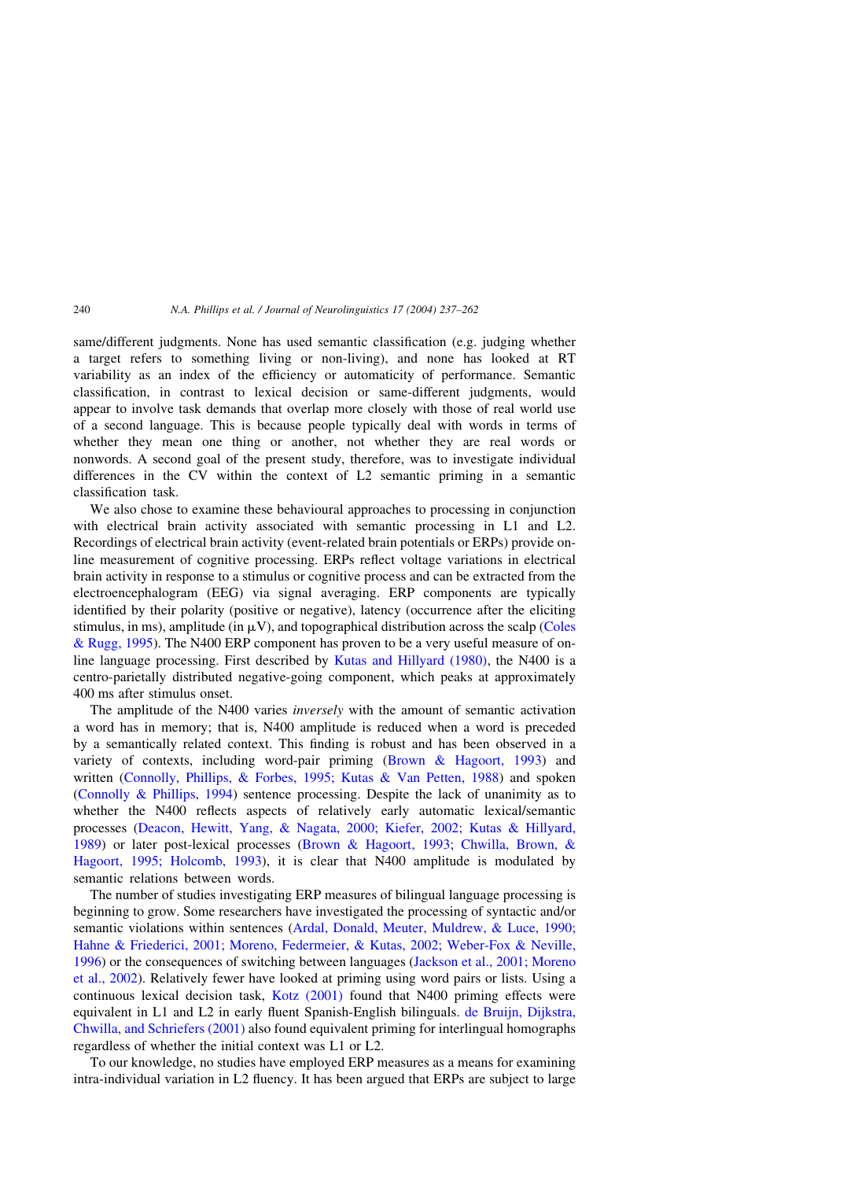same/different judgments. None has used semantic classification (e.g. judging whether a target refers to something living or non-living), and none has looked at RT variability as an index of the efficiency or automaticity of performance. Semantic classification, in contrast to lexical decision or same-different judgments, would appear to involve task demands that overlap more closely with those of real world use of a second language. This is because people typically deal with words in terms of whether they mean one thing or another, not whether they are real words or nonwords. A second goal of the present study, therefore, was to investigate individual differences in the CV within the context of L2 semantic priming in a semantic classification task.

We also chose to examine these behavioural approaches to processing in conjunction with electrical brain activity associated with semantic processing in L1 and L2. Recordings of electrical brain activity (event-related brain potentials or ERPs) provide on-line measurement of cognitive processing. ERPs reflect voltage variations in electrical brain activity in response to a stimulus or cognitive process and can be extracted from the electroencephalogram (EEG) via signal averaging. ERP components are typically identified by their polarity (positive or negative), latency (occurrence after the eliciting stimulus, in ms), amplitude (in $\mu$V), and topographical distribution across the scalp (Coles & Rugg, 1995). The N400 ERP component has proven to be a very useful measure of on-line language processing. First described by Kutas and Hillyard (1980), the N400 is a centro-parietally distributed negative-going component, which peaks at approximately 400 ms after stimulus onset.

The amplitude of the N400 varies *inversely* with the amount of semantic activation a word has in memory; that is, N400 amplitude is reduced when a word is preceded by a semantically related context. This finding is robust and has been observed in a variety of contexts, including word-pair priming (Brown & Hagoort, 1993) and written (Connolly, Phillips, & Forbes, 1995; Kutas & Van Petten, 1988) and spoken (Connolly & Phillips, 1994) sentence processing. Despite the lack of unanimity as to whether the N400 reflects aspects of relatively early automatic lexical/semantic processes (Deacon, Hewitt, Yang, & Nagata, 2000; Kiefer, 2002; Kutas & Hillyard, 1989) or later post-lexical processes (Brown & Hagoort, 1993; Chwilla, Brown, & Hagoort, 1995; Holcomb, 1993), it is clear that N400 amplitude is modulated by semantic relations between words.

The number of studies investigating ERP measures of bilingual language processing is beginning to grow. Some researchers have investigated the processing of syntactic and/or semantic violations within sentences (Ardal, Donald, Meuter, Muldrew, & Luce, 1990; Hahne & Friederici, 2001; Moreno, Federmeier, & Kutas, 2002; Weber-Fox & Neville, 1996) or the consequences of switching between languages (Jackson et al., 2001; Moreno et al., 2002). Relatively fewer have looked at priming using word pairs or lists. Using a continuous lexical decision task, Kotz (2001) found that N400 priming effects were equivalent in L1 and L2 in early fluent Spanish-English bilinguals. de Bruijn, Dijkstra, Chwilla, and Schriefers (2001) also found equivalent priming for interlingual homographs regardless of whether the initial context was L1 or L2.

To our knowledge, no studies have employed ERP measures as a means for examining intra-individual variation in L2 fluency. It has been argued that ERPs are subject to large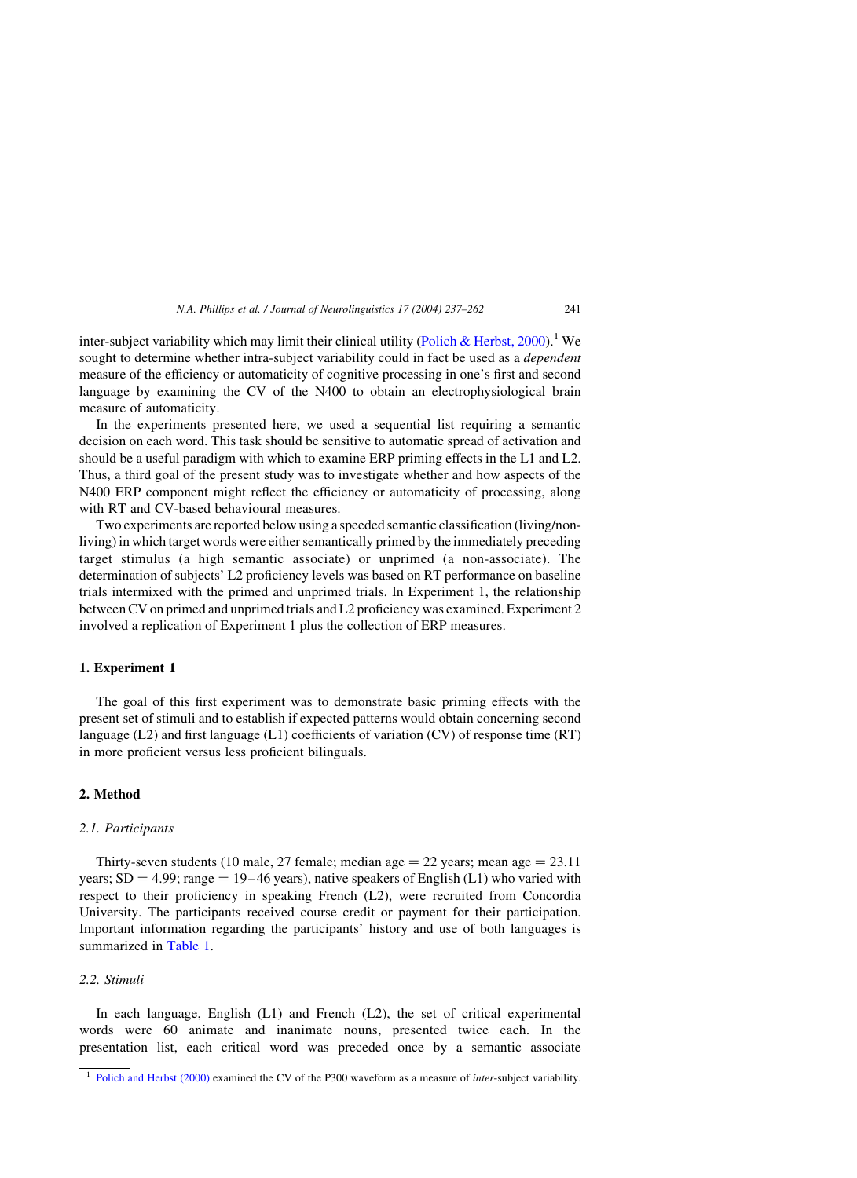inter-subject variability which may limit their clinical utility (Polich & Herbst, 2000).[1] We sought to determine whether intra-subject variability could in fact be used as a *dependent* measure of the efficiency or automaticity of cognitive processing in one's first and second language by examining the CV of the N400 to obtain an electrophysiological brain measure of automaticity.

In the experiments presented here, we used a sequential list requiring a semantic decision on each word. This task should be sensitive to automatic spread of activation and should be a useful paradigm with which to examine ERP priming effects in the L1 and L2. Thus, a third goal of the present study was to investigate whether and how aspects of the N400 ERP component might reflect the efficiency or automaticity of processing, along with RT and CV-based behavioural measures.

Two experiments are reported below using a speeded semantic classification (living/non-living) in which target words were either semantically primed by the immediately preceding target stimulus (a high semantic associate) or unprimed (a non-associate). The determination of subjects' L2 proficiency levels was based on RT performance on baseline trials intermixed with the primed and unprimed trials. In Experiment 1, the relationship between CV on primed and unprimed trials and L2 proficiency was examined. Experiment 2 involved a replication of Experiment 1 plus the collection of ERP measures.

# 1. Experiment 1

The goal of this first experiment was to demonstrate basic priming effects with the present set of stimuli and to establish if expected patterns would obtain concerning second language (L2) and first language (L1) coefficients of variation (CV) of response time (RT) in more proficient versus less proficient bilinguals.

# 2. Method

## 2.1. Participants

Thirty-seven students (10 male, 27 female; median age = 22 years; mean age = 23.11 years; SD = 4.99; range = 19–46 years), native speakers of English (L1) who varied with respect to their proficiency in speaking French (L2), were recruited from Concordia University. The participants received course credit or payment for their participation. Important information regarding the participants' history and use of both languages is summarized in Table 1.

## 2.2. Stimuli

In each language, English (L1) and French (L2), the set of critical experimental words were 60 animate and inanimate nouns, presented twice each. In the presentation list, each critical word was preceded once by a semantic associate

[1] Polich and Herbst (2000) examined the CV of the P300 waveform as a measure of *inter*-subject variability.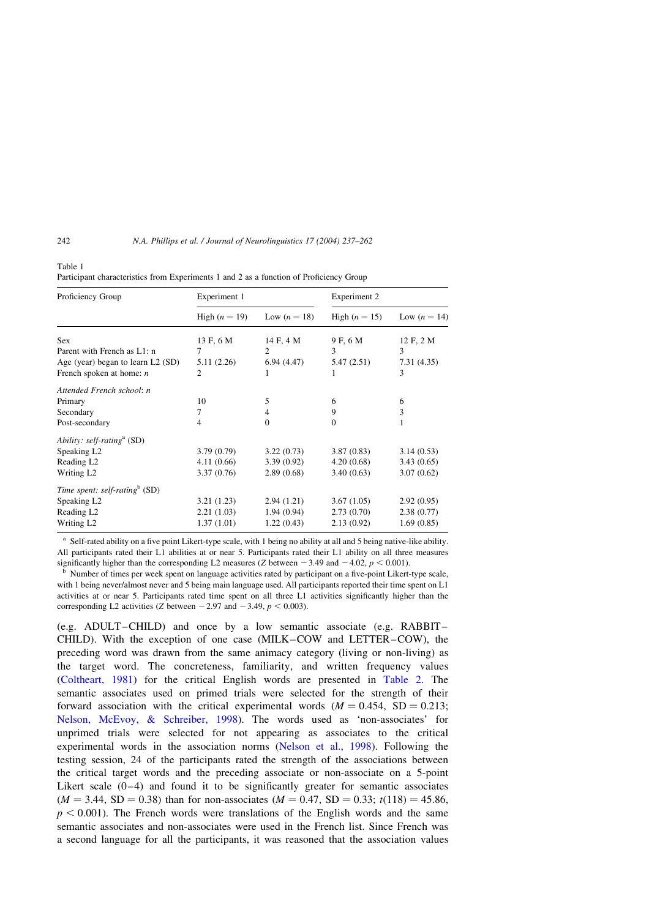Table 1
Participant characteristics from Experiments 1 and 2 as a function of Proficiency Group

| Proficiency Group | Experiment 1 | | Experiment 2 | |
|---|---|---|---|---|
| | High ($n = 19$) | Low ($n = 18$) | High ($n = 15$) | Low ($n = 14$) |
| Sex | 13 F, 6 M | 14 F, 4 M | 9 F, 6 M | 12 F, 2 M |
| Parent with French as L1: n | 7 | 2 | 3 | 3 |
| Age (year) began to learn L2 (SD) | 5.11 (2.26) | 6.94 (4.47) | 5.47 (2.51) | 7.31 (4.35) |
| French spoken at home: *n* | 2 | 1 | 1 | 3 |
| *Attended French school*: *n* | | | | |
| Primary | 10 | 5 | 6 | 6 |
| Secondary | 7 | 4 | 9 | 3 |
| Post-secondary | 4 | 0 | 0 | 1 |
| *Ability: self-rating*[a] (SD) | | | | |
| Speaking L2 | 3.79 (0.79) | 3.22 (0.73) | 3.87 (0.83) | 3.14 (0.53) |
| Reading L2 | 4.11 (0.66) | 3.39 (0.92) | 4.20 (0.68) | 3.43 (0.65) |
| Writing L2 | 3.37 (0.76) | 2.89 (0.68) | 3.40 (0.63) | 3.07 (0.62) |
| *Time spent: self-rating*[b] (SD) | | | | |
| Speaking L2 | 3.21 (1.23) | 2.94 (1.21) | 3.67 (1.05) | 2.92 (0.95) |
| Reading L2 | 2.21 (1.03) | 1.94 (0.94) | 2.73 (0.70) | 2.38 (0.77) |
| Writing L2 | 1.37 (1.01) | 1.22 (0.43) | 2.13 (0.92) | 1.69 (0.85) |

[a] Self-rated ability on a five point Likert-type scale, with 1 being no ability at all and 5 being native-like ability. All participants rated their L1 abilities at or near 5. Participants rated their L1 ability on all three measures significantly higher than the corresponding L2 measures (Z between $-3.49$ and $-4.02$, $p < 0.001$).

[b] Number of times per week spent on language activities rated by participant on a five-point Likert-type scale, with 1 being never/almost never and 5 being main language used. All participants reported their time spent on L1 activities at or near 5. Participants rated time spent on all three L1 activities significantly higher than the corresponding L2 activities (Z between $-2.97$ and $-3.49$, $p < 0.003$).

(e.g. ADULT–CHILD) and once by a low semantic associate (e.g. RABBIT–CHILD). With the exception of one case (MILK–COW and LETTER–COW), the preceding word was drawn from the same animacy category (living or non-living) as the target word. The concreteness, familiarity, and written frequency values (Coltheart, 1981) for the critical English words are presented in Table 2. The semantic associates used on primed trials were selected for the strength of their forward association with the critical experimental words ($M = 0.454$, $\mathrm{SD} = 0.213$; Nelson, McEvoy, & Schreiber, 1998). The words used as 'non-associates' for unprimed trials were selected for not appearing as associates to the critical experimental words in the association norms (Nelson et al., 1998). Following the testing session, 24 of the participants rated the strength of the associations between the critical target words and the preceding associate or non-associate on a 5-point Likert scale (0–4) and found it to be significantly greater for semantic associates ($M = 3.44$, $\mathrm{SD} = 0.38$) than for non-associates ($M = 0.47$, $\mathrm{SD} = 0.33$; $t(118) = 45.86$, $p < 0.001$). The French words were translations of the English words and the same semantic associates and non-associates were used in the French list. Since French was a second language for all the participants, it was reasoned that the association values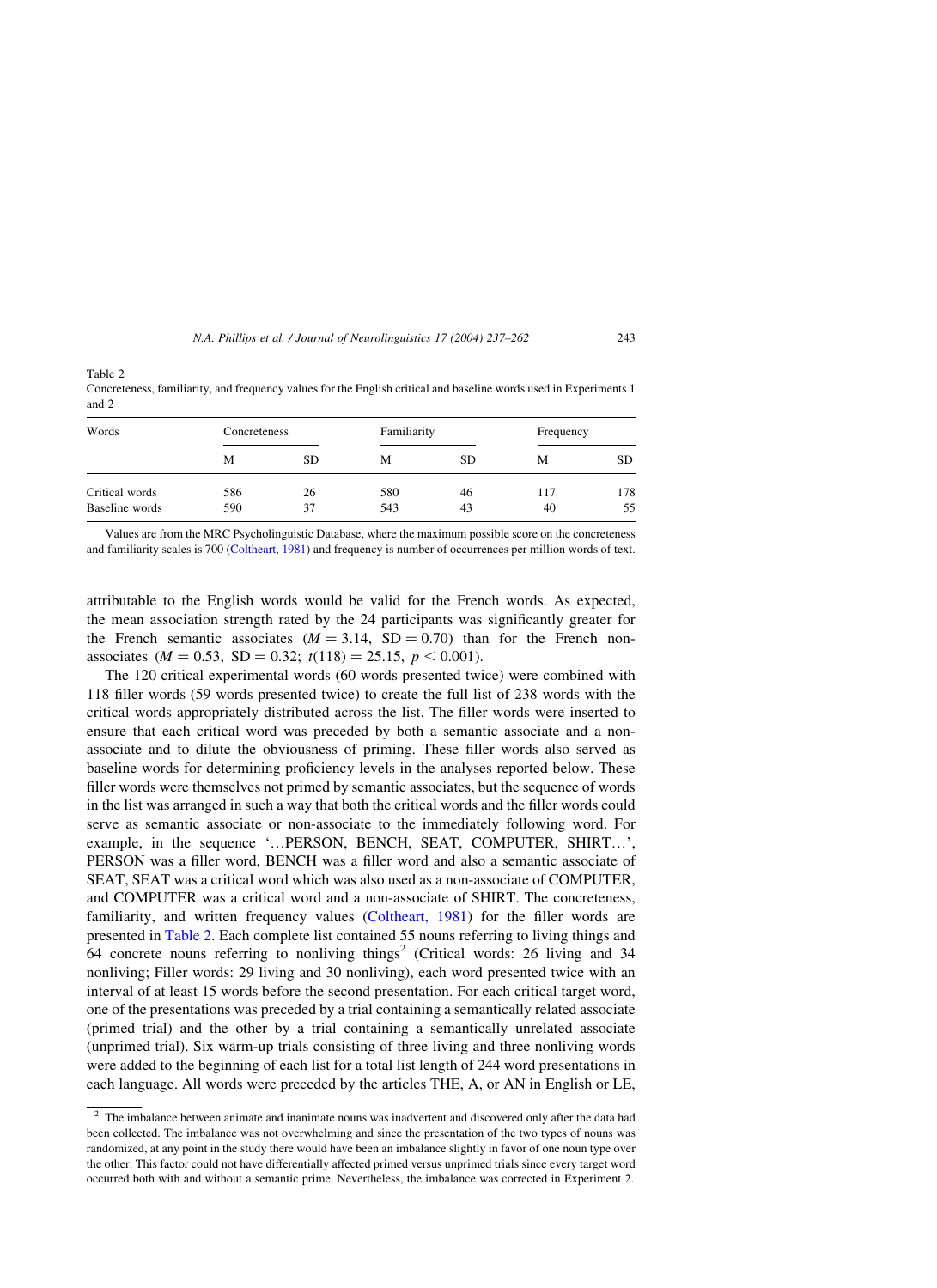Table 2
Concreteness, familiarity, and frequency values for the English critical and baseline words used in Experiments 1 and 2

| Words | Concreteness | | Familiarity | | Frequency | |
|---|---|---|---|---|---|---|
| | M | SD | M | SD | M | SD |
| Critical words | 586 | 26 | 580 | 46 | 117 | 178 |
| Baseline words | 590 | 37 | 543 | 43 | 40 | 55 |

Values are from the MRC Psycholinguistic Database, where the maximum possible score on the concreteness and familiarity scales is 700 (Coltheart, 1981) and frequency is number of occurrences per million words of text.

attributable to the English words would be valid for the French words. As expected, the mean association strength rated by the 24 participants was significantly greater for the French semantic associates ($M = 3.14$, $\mathrm{SD} = 0.70$) than for the French non-associates ($M = 0.53$, $\mathrm{SD} = 0.32$; $t(118) = 25.15$, $p < 0.001$).

The 120 critical experimental words (60 words presented twice) were combined with 118 filler words (59 words presented twice) to create the full list of 238 words with the critical words appropriately distributed across the list. The filler words were inserted to ensure that each critical word was preceded by both a semantic associate and a non-associate and to dilute the obviousness of priming. These filler words also served as baseline words for determining proficiency levels in the analyses reported below. These filler words were themselves not primed by semantic associates, but the sequence of words in the list was arranged in such a way that both the critical words and the filler words could serve as semantic associate or non-associate to the immediately following word. For example, in the sequence '…PERSON, BENCH, SEAT, COMPUTER, SHIRT…', PERSON was a filler word, BENCH was a filler word and also a semantic associate of SEAT, SEAT was a critical word which was also used as a non-associate of COMPUTER, and COMPUTER was a critical word and a non-associate of SHIRT. The concreteness, familiarity, and written frequency values (Coltheart, 1981) for the filler words are presented in Table 2. Each complete list contained 55 nouns referring to living things and 64 concrete nouns referring to nonliving things[2] (Critical words: 26 living and 34 nonliving; Filler words: 29 living and 30 nonliving), each word presented twice with an interval of at least 15 words before the second presentation. For each critical target word, one of the presentations was preceded by a trial containing a semantically related associate (primed trial) and the other by a trial containing a semantically unrelated associate (unprimed trial). Six warm-up trials consisting of three living and three nonliving words were added to the beginning of each list for a total list length of 244 word presentations in each language. All words were preceded by the articles THE, A, or AN in English or LE,

[2] The imbalance between animate and inanimate nouns was inadvertent and discovered only after the data had been collected. The imbalance was not overwhelming and since the presentation of the two types of nouns was randomized, at any point in the study there would have been an imbalance slightly in favor of one noun type over the other. This factor could not have differentially affected primed versus unprimed trials since every target word occurred both with and without a semantic prime. Nevertheless, the imbalance was corrected in Experiment 2.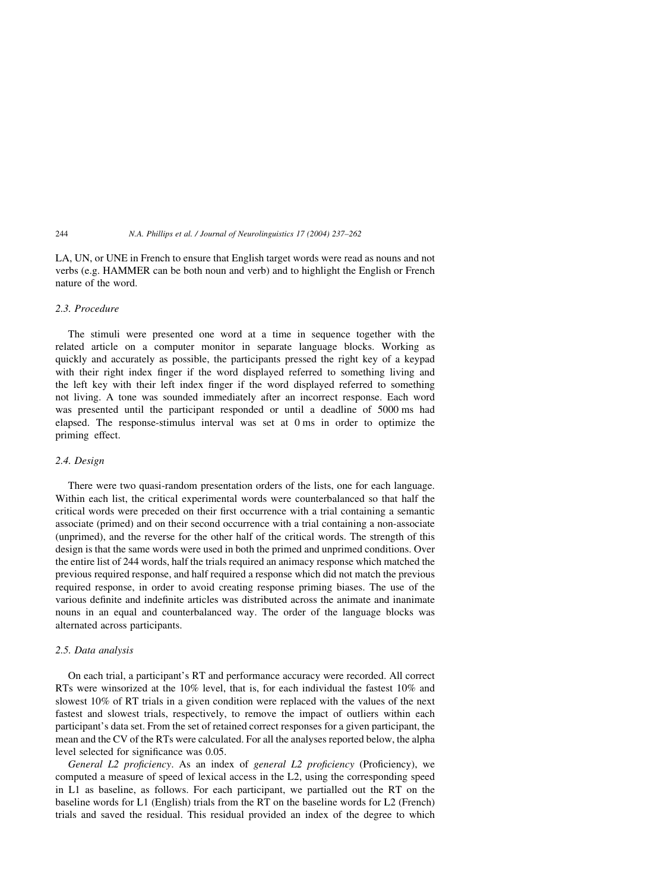LA, UN, or UNE in French to ensure that English target words were read as nouns and not verbs (e.g. HAMMER can be both noun and verb) and to highlight the English or French nature of the word.

### 2.3. Procedure

The stimuli were presented one word at a time in sequence together with the related article on a computer monitor in separate language blocks. Working as quickly and accurately as possible, the participants pressed the right key of a keypad with their right index finger if the word displayed referred to something living and the left key with their left index finger if the word displayed referred to something not living. A tone was sounded immediately after an incorrect response. Each word was presented until the participant responded or until a deadline of 5000 ms had elapsed. The response-stimulus interval was set at 0 ms in order to optimize the priming effect.

### 2.4. Design

There were two quasi-random presentation orders of the lists, one for each language. Within each list, the critical experimental words were counterbalanced so that half the critical words were preceded on their first occurrence with a trial containing a semantic associate (primed) and on their second occurrence with a trial containing a non-associate (unprimed), and the reverse for the other half of the critical words. The strength of this design is that the same words were used in both the primed and unprimed conditions. Over the entire list of 244 words, half the trials required an animacy response which matched the previous required response, and half required a response which did not match the previous required response, in order to avoid creating response priming biases. The use of the various definite and indefinite articles was distributed across the animate and inanimate nouns in an equal and counterbalanced way. The order of the language blocks was alternated across participants.

### 2.5. Data analysis

On each trial, a participant's RT and performance accuracy were recorded. All correct RTs were winsorized at the 10% level, that is, for each individual the fastest 10% and slowest 10% of RT trials in a given condition were replaced with the values of the next fastest and slowest trials, respectively, to remove the impact of outliers within each participant's data set. From the set of retained correct responses for a given participant, the mean and the CV of the RTs were calculated. For all the analyses reported below, the alpha level selected for significance was 0.05.

*General L2 proficiency*. As an index of *general L2 proficiency* (Proficiency), we computed a measure of speed of lexical access in the L2, using the corresponding speed in L1 as baseline, as follows. For each participant, we partialled out the RT on the baseline words for L1 (English) trials from the RT on the baseline words for L2 (French) trials and saved the residual. This residual provided an index of the degree to which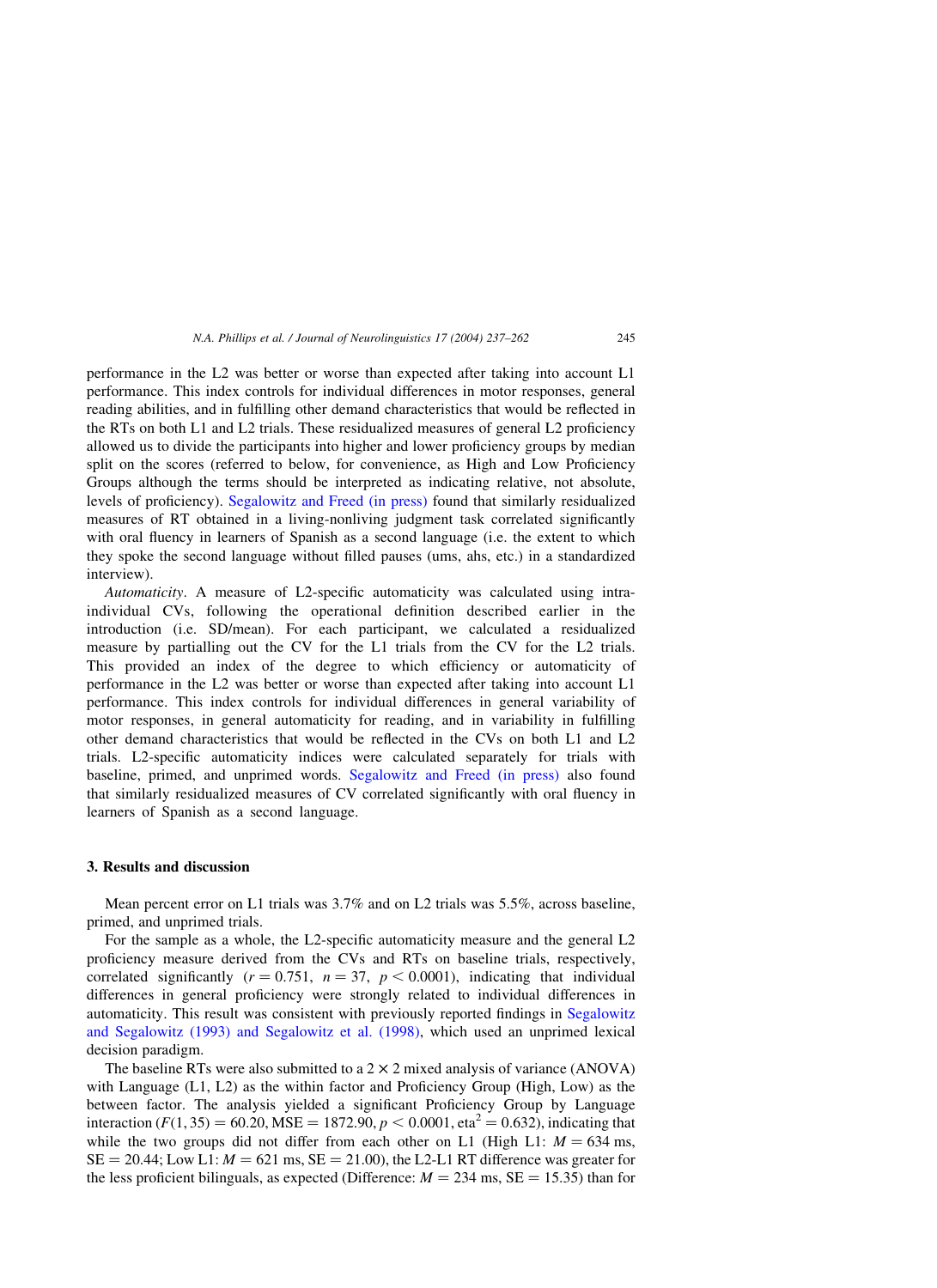performance in the L2 was better or worse than expected after taking into account L1 performance. This index controls for individual differences in motor responses, general reading abilities, and in fulfilling other demand characteristics that would be reflected in the RTs on both L1 and L2 trials. These residualized measures of general L2 proficiency allowed us to divide the participants into higher and lower proficiency groups by median split on the scores (referred to below, for convenience, as High and Low Proficiency Groups although the terms should be interpreted as indicating relative, not absolute, levels of proficiency). Segalowitz and Freed (in press) found that similarly residualized measures of RT obtained in a living-nonliving judgment task correlated significantly with oral fluency in learners of Spanish as a second language (i.e. the extent to which they spoke the second language without filled pauses (ums, ahs, etc.) in a standardized interview).

*Automaticity*. A measure of L2-specific automaticity was calculated using intra-individual CVs, following the operational definition described earlier in the introduction (i.e. SD/mean). For each participant, we calculated a residualized measure by partialling out the CV for the L1 trials from the CV for the L2 trials. This provided an index of the degree to which efficiency or automaticity of performance in the L2 was better or worse than expected after taking into account L1 performance. This index controls for individual differences in general variability of motor responses, in general automaticity for reading, and in variability in fulfilling other demand characteristics that would be reflected in the CVs on both L1 and L2 trials. L2-specific automaticity indices were calculated separately for trials with baseline, primed, and unprimed words. Segalowitz and Freed (in press) also found that similarly residualized measures of CV correlated significantly with oral fluency in learners of Spanish as a second language.

## 3. Results and discussion

Mean percent error on L1 trials was 3.7% and on L2 trials was 5.5%, across baseline, primed, and unprimed trials.

For the sample as a whole, the L2-specific automaticity measure and the general L2 proficiency measure derived from the CVs and RTs on baseline trials, respectively, correlated significantly ($r = 0.751$, $n = 37$, $p < 0.0001$), indicating that individual differences in general proficiency were strongly related to individual differences in automaticity. This result was consistent with previously reported findings in Segalowitz and Segalowitz (1993) and Segalowitz et al. (1998), which used an unprimed lexical decision paradigm.

The baseline RTs were also submitted to a 2 × 2 mixed analysis of variance (ANOVA) with Language (L1, L2) as the within factor and Proficiency Group (High, Low) as the between factor. The analysis yielded a significant Proficiency Group by Language interaction ($F(1,35) = 60.20$, $\text{MSE} = 1872.90$, $p < 0.0001$, $\text{eta}^2 = 0.632$), indicating that while the two groups did not differ from each other on L1 (High L1: $M = 634$ ms, $SE = 20.44$; Low L1: $M = 621$ ms, $SE = 21.00$), the L2-L1 RT difference was greater for the less proficient bilinguals, as expected (Difference: $M = 234$ ms, $SE = 15.35$) than for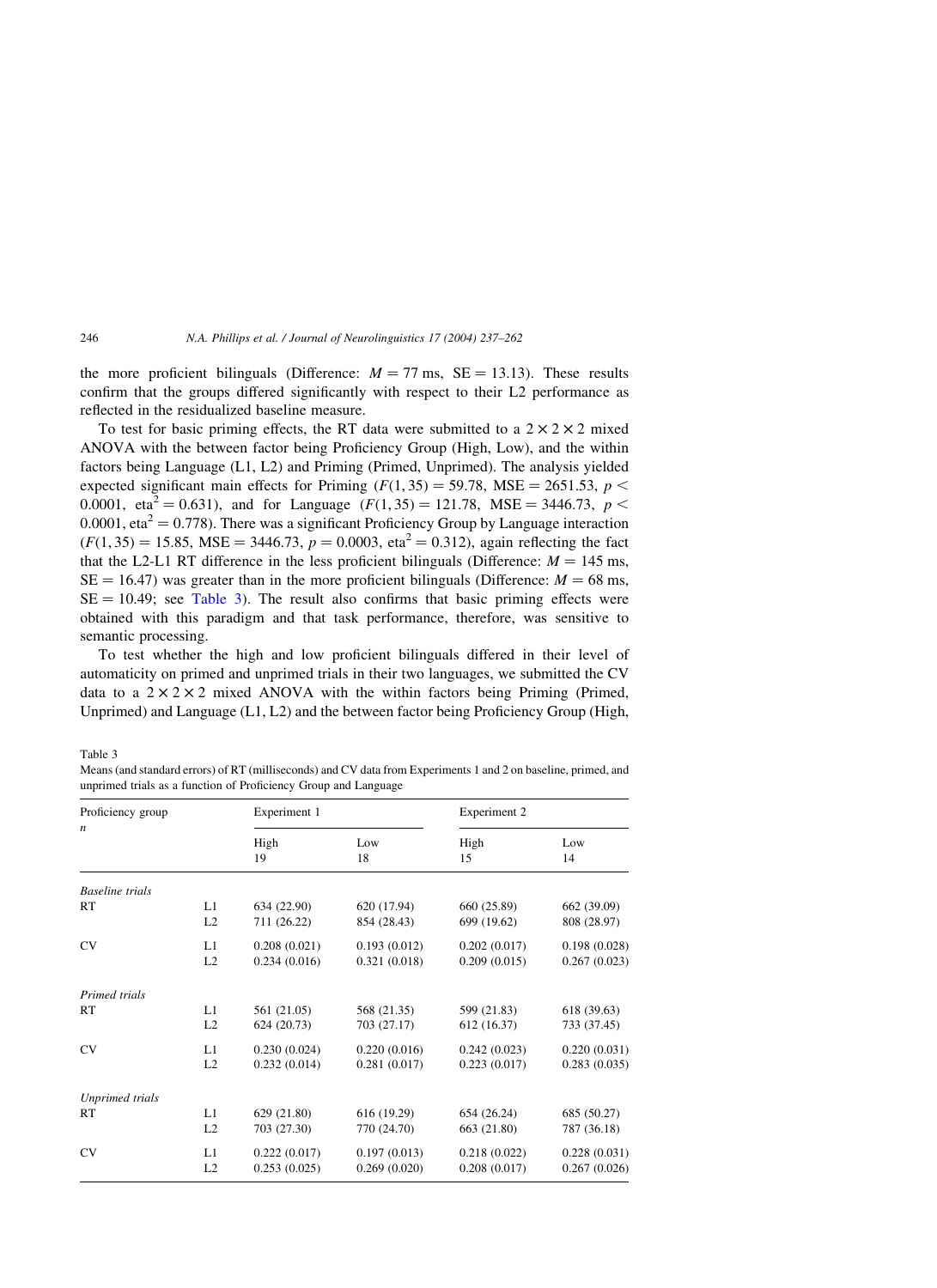the more proficient bilinguals (Difference: $M = 77$ ms, $SE = 13.13$). These results confirm that the groups differed significantly with respect to their L2 performance as reflected in the residualized baseline measure.

To test for basic priming effects, the RT data were submitted to a $2 \times 2 \times 2$ mixed ANOVA with the between factor being Proficiency Group (High, Low), and the within factors being Language (L1, L2) and Priming (Primed, Unprimed). The analysis yielded expected significant main effects for Priming ($F(1, 35) = 59.78$, $MSE = 2651.53$, $p < 0.0001$, $\text{eta}^2 = 0.631$), and for Language ($F(1, 35) = 121.78$, $MSE = 3446.73$, $p < 0.0001$, $\text{eta}^2 = 0.778$). There was a significant Proficiency Group by Language interaction ($F(1, 35) = 15.85$, $MSE = 3446.73$, $p = 0.0003$, $\text{eta}^2 = 0.312$), again reflecting the fact that the L2-L1 RT difference in the less proficient bilinguals (Difference: $M = 145$ ms, $SE = 16.47$) was greater than in the more proficient bilinguals (Difference: $M = 68$ ms, $SE = 10.49$; see Table 3). The result also confirms that basic priming effects were obtained with this paradigm and that task performance, therefore, was sensitive to semantic processing.

To test whether the high and low proficient bilinguals differed in their level of automaticity on primed and unprimed trials in their two languages, we submitted the CV data to a $2 \times 2 \times 2$ mixed ANOVA with the within factors being Priming (Primed, Unprimed) and Language (L1, L2) and the between factor being Proficiency Group (High,

Table 3
Means (and standard errors) of RT (milliseconds) and CV data from Experiments 1 and 2 on baseline, primed, and unprimed trials as a function of Proficiency Group and Language

| Proficiency group | | Experiment 1 | | Experiment 2 | |
|---|---|---|---|---|---|
| *n* | | High | Low | High | Low |
| | | 19 | 18 | 15 | 14 |
| *Baseline trials* | | | | | |
| RT | L1 | 634 (22.90) | 620 (17.94) | 660 (25.89) | 662 (39.09) |
| | L2 | 711 (26.22) | 854 (28.43) | 699 (19.62) | 808 (28.97) |
| CV | L1 | 0.208 (0.021) | 0.193 (0.012) | 0.202 (0.017) | 0.198 (0.028) |
| | L2 | 0.234 (0.016) | 0.321 (0.018) | 0.209 (0.015) | 0.267 (0.023) |
| *Primed trials* | | | | | |
| RT | L1 | 561 (21.05) | 568 (21.35) | 599 (21.83) | 618 (39.63) |
| | L2 | 624 (20.73) | 703 (27.17) | 612 (16.37) | 733 (37.45) |
| CV | L1 | 0.230 (0.024) | 0.220 (0.016) | 0.242 (0.023) | 0.220 (0.031) |
| | L2 | 0.232 (0.014) | 0.281 (0.017) | 0.223 (0.017) | 0.283 (0.035) |
| *Unprimed trials* | | | | | |
| RT | L1 | 629 (21.80) | 616 (19.29) | 654 (26.24) | 685 (50.27) |
| | L2 | 703 (27.30) | 770 (24.70) | 663 (21.80) | 787 (36.18) |
| CV | L1 | 0.222 (0.017) | 0.197 (0.013) | 0.218 (0.022) | 0.228 (0.031) |
| | L2 | 0.253 (0.025) | 0.269 (0.020) | 0.208 (0.017) | 0.267 (0.026) |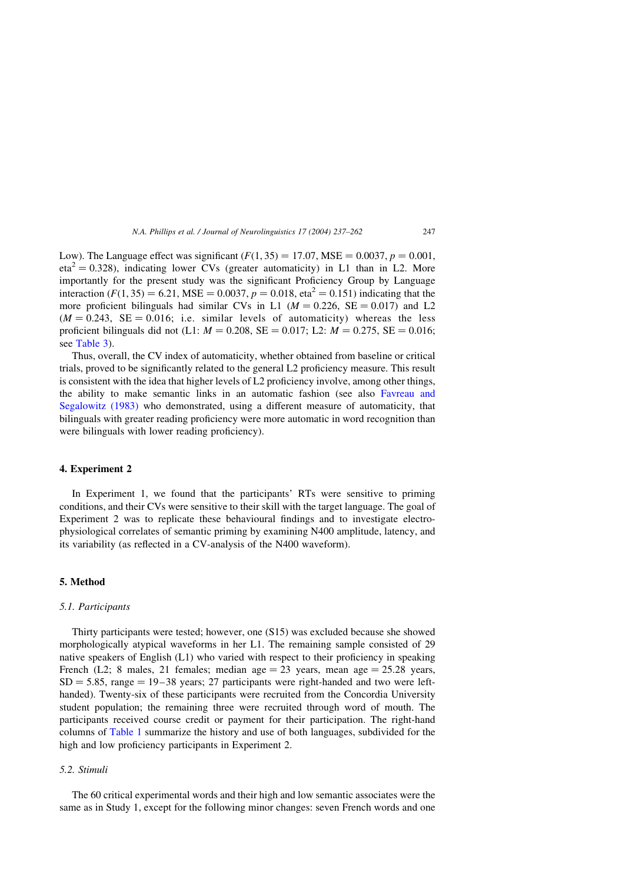Low). The Language effect was significant ($F(1, 35) = 17.07$, MSE $= 0.0037$, $p = 0.001$, eta$^2 = 0.328$), indicating lower CVs (greater automaticity) in L1 than in L2. More importantly for the present study was the significant Proficiency Group by Language interaction ($F(1, 35) = 6.21$, MSE $= 0.0037$, $p = 0.018$, eta$^2 = 0.151$) indicating that the more proficient bilinguals had similar CVs in L1 ($M = 0.226$, SE $= 0.017$) and L2 ($M = 0.243$, SE $= 0.016$; i.e. similar levels of automaticity) whereas the less proficient bilinguals did not (L1: $M = 0.208$, SE $= 0.017$; L2: $M = 0.275$, SE $= 0.016$; see Table 3).

Thus, overall, the CV index of automaticity, whether obtained from baseline or critical trials, proved to be significantly related to the general L2 proficiency measure. This result is consistent with the idea that higher levels of L2 proficiency involve, among other things, the ability to make semantic links in an automatic fashion (see also Favreau and Segalowitz (1983) who demonstrated, using a different measure of automaticity, that bilinguals with greater reading proficiency were more automatic in word recognition than were bilinguals with lower reading proficiency).

## 4. Experiment 2

In Experiment 1, we found that the participants' RTs were sensitive to priming conditions, and their CVs were sensitive to their skill with the target language. The goal of Experiment 2 was to replicate these behavioural findings and to investigate electro-physiological correlates of semantic priming by examining N400 amplitude, latency, and its variability (as reflected in a CV-analysis of the N400 waveform).

## 5. Method

### 5.1. Participants

Thirty participants were tested; however, one (S15) was excluded because she showed morphologically atypical waveforms in her L1. The remaining sample consisted of 29 native speakers of English (L1) who varied with respect to their proficiency in speaking French (L2; 8 males, 21 females; median age = 23 years, mean age = 25.28 years, SD = 5.85, range = 19–38 years; 27 participants were right-handed and two were left-handed). Twenty-six of these participants were recruited from the Concordia University student population; the remaining three were recruited through word of mouth. The participants received course credit or payment for their participation. The right-hand columns of Table 1 summarize the history and use of both languages, subdivided for the high and low proficiency participants in Experiment 2.

### 5.2. Stimuli

The 60 critical experimental words and their high and low semantic associates were the same as in Study 1, except for the following minor changes: seven French words and one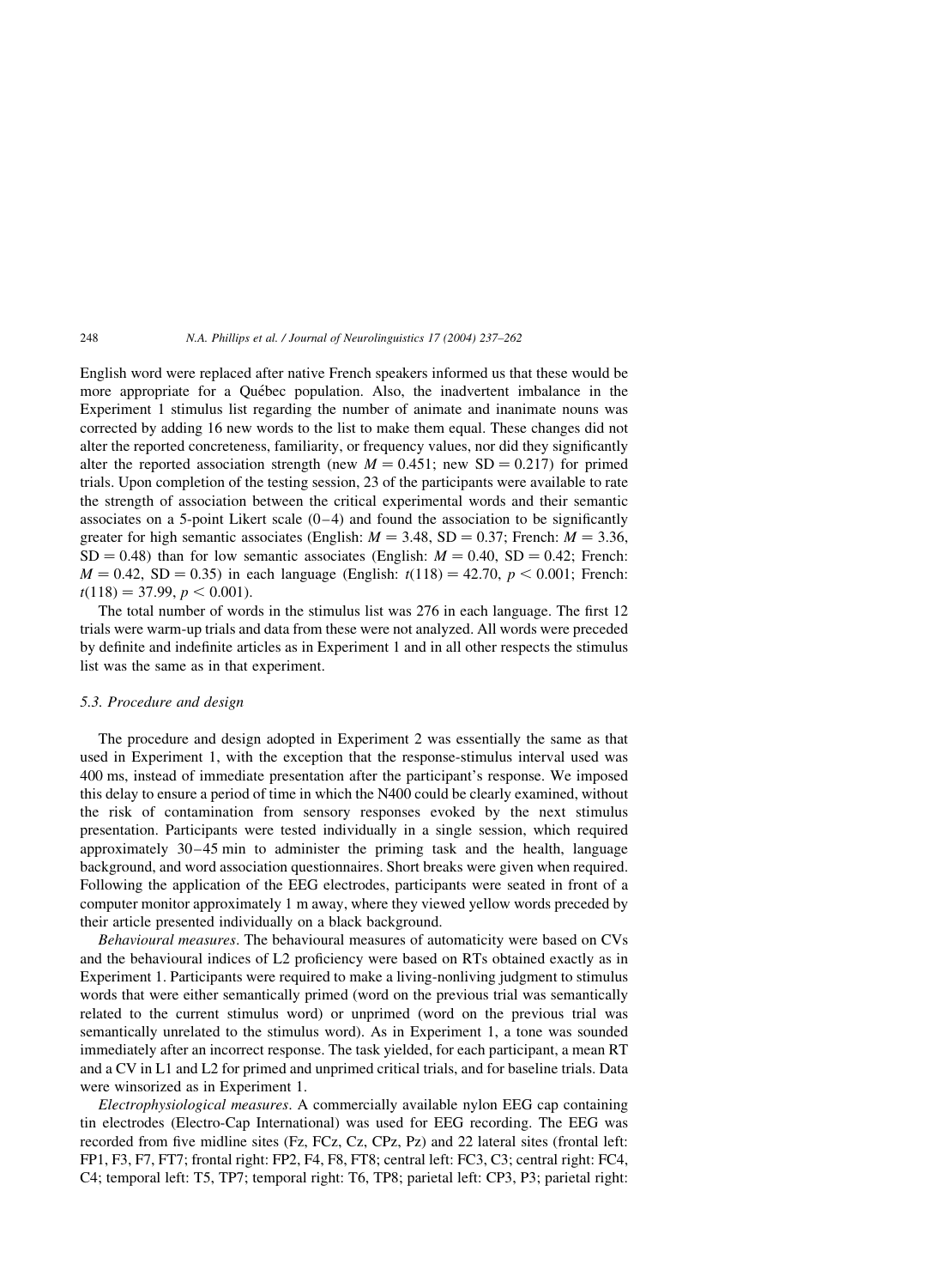English word were replaced after native French speakers informed us that these would be more appropriate for a Québec population. Also, the inadvertent imbalance in the Experiment 1 stimulus list regarding the number of animate and inanimate nouns was corrected by adding 16 new words to the list to make them equal. These changes did not alter the reported concreteness, familiarity, or frequency values, nor did they significantly alter the reported association strength (new $M = 0.451$; new $SD = 0.217$) for primed trials. Upon completion of the testing session, 23 of the participants were available to rate the strength of association between the critical experimental words and their semantic associates on a 5-point Likert scale (0–4) and found the association to be significantly greater for high semantic associates (English: $M = 3.48$, $SD = 0.37$; French: $M = 3.36$, $SD = 0.48$) than for low semantic associates (English: $M = 0.40$, $SD = 0.42$; French: $M = 0.42$, $SD = 0.35$) in each language (English: $t(118) = 42.70$, $p < 0.001$; French: $t(118) = 37.99$, $p < 0.001$).

The total number of words in the stimulus list was 276 in each language. The first 12 trials were warm-up trials and data from these were not analyzed. All words were preceded by definite and indefinite articles as in Experiment 1 and in all other respects the stimulus list was the same as in that experiment.

### 5.3. Procedure and design

The procedure and design adopted in Experiment 2 was essentially the same as that used in Experiment 1, with the exception that the response-stimulus interval used was 400 ms, instead of immediate presentation after the participant's response. We imposed this delay to ensure a period of time in which the N400 could be clearly examined, without the risk of contamination from sensory responses evoked by the next stimulus presentation. Participants were tested individually in a single session, which required approximately 30–45 min to administer the priming task and the health, language background, and word association questionnaires. Short breaks were given when required. Following the application of the EEG electrodes, participants were seated in front of a computer monitor approximately 1 m away, where they viewed yellow words preceded by their article presented individually on a black background.

*Behavioural measures*. The behavioural measures of automaticity were based on CVs and the behavioural indices of L2 proficiency were based on RTs obtained exactly as in Experiment 1. Participants were required to make a living-nonliving judgment to stimulus words that were either semantically primed (word on the previous trial was semantically related to the current stimulus word) or unprimed (word on the previous trial was semantically unrelated to the stimulus word). As in Experiment 1, a tone was sounded immediately after an incorrect response. The task yielded, for each participant, a mean RT and a CV in L1 and L2 for primed and unprimed critical trials, and for baseline trials. Data were winsorized as in Experiment 1.

*Electrophysiological measures*. A commercially available nylon EEG cap containing tin electrodes (Electro-Cap International) was used for EEG recording. The EEG was recorded from five midline sites (Fz, FCz, Cz, CPz, Pz) and 22 lateral sites (frontal left: FP1, F3, F7, FT7; frontal right: FP2, F4, F8, FT8; central left: FC3, C3; central right: FC4, C4; temporal left: T5, TP7; temporal right: T6, TP8; parietal left: CP3, P3; parietal right: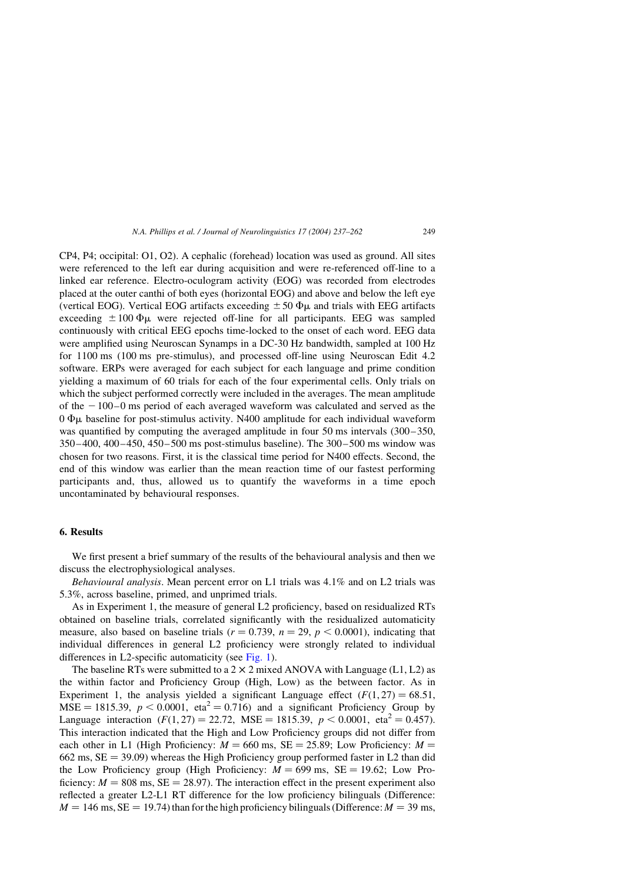CP4, P4; occipital: O1, O2). A cephalic (forehead) location was used as ground. All sites were referenced to the left ear during acquisition and were re-referenced off-line to a linked ear reference. Electro-oculogram activity (EOG) was recorded from electrodes placed at the outer canthi of both eyes (horizontal EOG) and above and below the left eye (vertical EOG). Vertical EOG artifacts exceeding $\pm 50\ \Phi\mu$ and trials with EEG artifacts exceeding $\pm 100\ \Phi\mu$ were rejected off-line for all participants. EEG was sampled continuously with critical EEG epochs time-locked to the onset of each word. EEG data were amplified using Neuroscan Synamps in a DC-30 Hz bandwidth, sampled at 100 Hz for 1100 ms (100 ms pre-stimulus), and processed off-line using Neuroscan Edit 4.2 software. ERPs were averaged for each subject for each language and prime condition yielding a maximum of 60 trials for each of the four experimental cells. Only trials on which the subject performed correctly were included in the averages. The mean amplitude of the $-100$–0 ms period of each averaged waveform was calculated and served as the $0\ \Phi\mu$ baseline for post-stimulus activity. N400 amplitude for each individual waveform was quantified by computing the averaged amplitude in four 50 ms intervals (300–350, 350–400, 400–450, 450–500 ms post-stimulus baseline). The 300–500 ms window was chosen for two reasons. First, it is the classical time period for N400 effects. Second, the end of this window was earlier than the mean reaction time of our fastest performing participants and, thus, allowed us to quantify the waveforms in a time epoch uncontaminated by behavioural responses.

## 6. Results

We first present a brief summary of the results of the behavioural analysis and then we discuss the electrophysiological analyses.

*Behavioural analysis*. Mean percent error on L1 trials was 4.1% and on L2 trials was 5.3%, across baseline, primed, and unprimed trials.

As in Experiment 1, the measure of general L2 proficiency, based on residualized RTs obtained on baseline trials, correlated significantly with the residualized automaticity measure, also based on baseline trials ($r = 0.739$, $n = 29$, $p < 0.0001$), indicating that individual differences in general L2 proficiency were strongly related to individual differences in L2-specific automaticity (see Fig. 1).

The baseline RTs were submitted to a $2 \times 2$ mixed ANOVA with Language (L1, L2) as the within factor and Proficiency Group (High, Low) as the between factor. As in Experiment 1, the analysis yielded a significant Language effect ($F(1,27) = 68.51$, $\text{MSE} = 1815.39$, $p < 0.0001$, $\text{eta}^2 = 0.716$) and a significant Proficiency Group by Language interaction ($F(1,27) = 22.72$, $\text{MSE} = 1815.39$, $p < 0.0001$, $\text{eta}^2 = 0.457$). This interaction indicated that the High and Low Proficiency groups did not differ from each other in L1 (High Proficiency: $M = 660$ ms, $\text{SE} = 25.89$; Low Proficiency: $M = 662$ ms, $\text{SE} = 39.09$) whereas the High Proficiency group performed faster in L2 than did the Low Proficiency group (High Proficiency: $M = 699$ ms, $\text{SE} = 19.62$; Low Proficiency: $M = 808$ ms, $\text{SE} = 28.97$). The interaction effect in the present experiment also reflected a greater L2-L1 RT difference for the low proficiency bilinguals (Difference: $M = 146$ ms, $\text{SE} = 19.74$) than for the high proficiency bilinguals (Difference: $M = 39$ ms,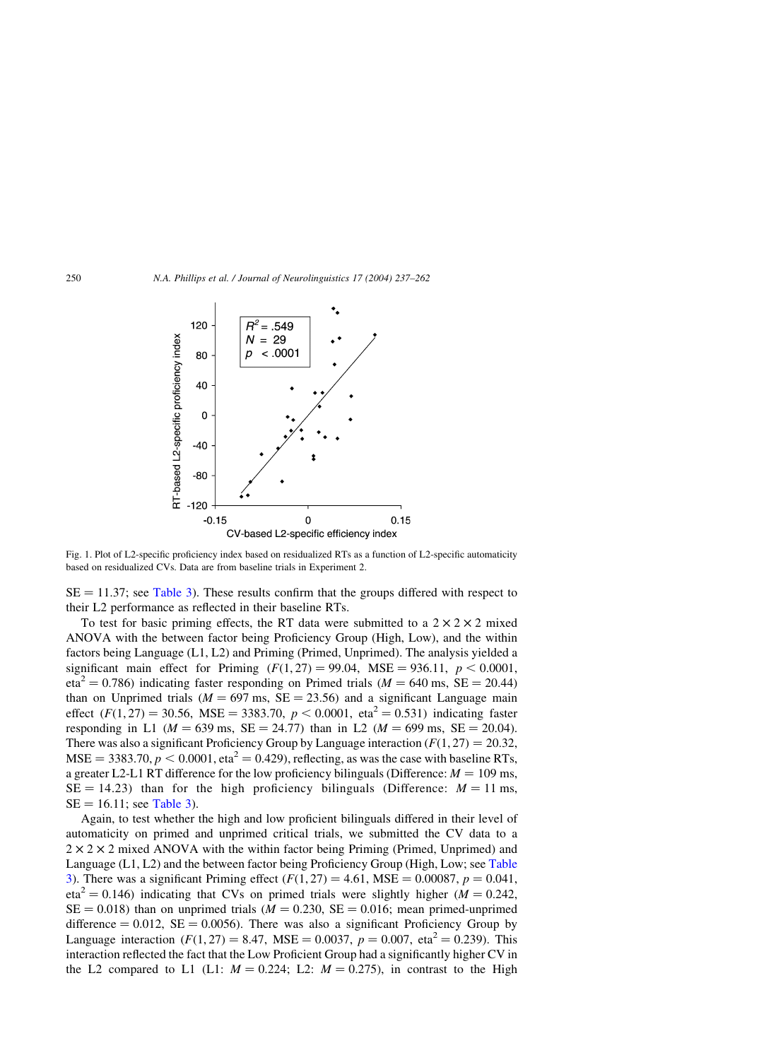Fig. 1. Plot of L2-specific proficiency index based on residualized RTs as a function of L2-specific automaticity based on residualized CVs. Data are from baseline trials in Experiment 2.

SE = 11.37; see Table 3). These results confirm that the groups differed with respect to their L2 performance as reflected in their baseline RTs.

To test for basic priming effects, the RT data were submitted to a $2 \times 2 \times 2$ mixed ANOVA with the between factor being Proficiency Group (High, Low), and the within factors being Language (L1, L2) and Priming (Primed, Unprimed). The analysis yielded a significant main effect for Priming ($F(1, 27) = 99.04$, MSE = 936.11, $p < 0.0001$, eta$^2 = 0.786$) indicating faster responding on Primed trials ($M = 640$ ms, SE = 20.44) than on Unprimed trials ($M = 697$ ms, SE = 23.56) and a significant Language main effect ($F(1, 27) = 30.56$, MSE = 3383.70, $p < 0.0001$, eta$^2 = 0.531$) indicating faster responding in L1 ($M = 639$ ms, SE = 24.77) than in L2 ($M = 699$ ms, SE = 20.04). There was also a significant Proficiency Group by Language interaction ($F(1, 27) = 20.32$, MSE = 3383.70, $p < 0.0001$, eta$^2 = 0.429$), reflecting, as was the case with baseline RTs, a greater L2-L1 RT difference for the low proficiency bilinguals (Difference: $M = 109$ ms, SE = 14.23) than for the high proficiency bilinguals (Difference: $M = 11$ ms, SE = 16.11; see Table 3).

Again, to test whether the high and low proficient bilinguals differed in their level of automaticity on primed and unprimed critical trials, we submitted the CV data to a $2 \times 2 \times 2$ mixed ANOVA with the within factor being Priming (Primed, Unprimed) and Language (L1, L2) and the between factor being Proficiency Group (High, Low; see Table 3). There was a significant Priming effect ($F(1, 27) = 4.61$, MSE = 0.00087, $p = 0.041$, eta$^2 = 0.146$) indicating that CVs on primed trials were slightly higher ($M = 0.242$, SE = 0.018) than on unprimed trials ($M = 0.230$, SE = 0.016; mean primed-unprimed difference = 0.012, SE = 0.0056). There was also a significant Proficiency Group by Language interaction ($F(1, 27) = 8.47$, MSE = 0.0037, $p = 0.007$, eta$^2 = 0.239$). This interaction reflected the fact that the Low Proficient Group had a significantly higher CV in the L2 compared to L1 (L1: $M = 0.224$; L2: $M = 0.275$), in contrast to the High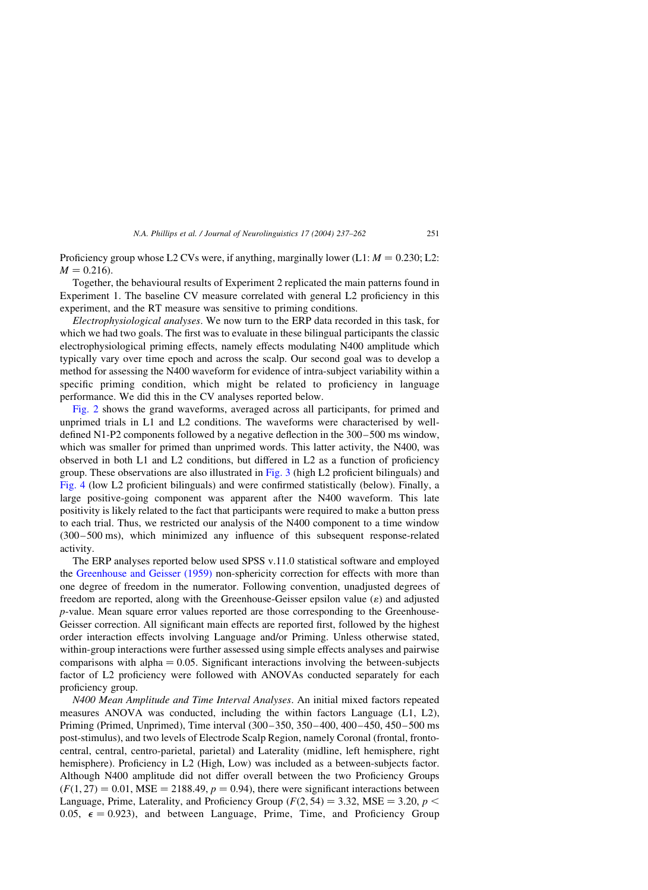Proficiency group whose L2 CVs were, if anything, marginally lower (L1: $M = 0.230$; L2: $M = 0.216$).

Together, the behavioural results of Experiment 2 replicated the main patterns found in Experiment 1. The baseline CV measure correlated with general L2 proficiency in this experiment, and the RT measure was sensitive to priming conditions.

*Electrophysiological analyses*. We now turn to the ERP data recorded in this task, for which we had two goals. The first was to evaluate in these bilingual participants the classic electrophysiological priming effects, namely effects modulating N400 amplitude which typically vary over time epoch and across the scalp. Our second goal was to develop a method for assessing the N400 waveform for evidence of intra-subject variability within a specific priming condition, which might be related to proficiency in language performance. We did this in the CV analyses reported below.

Fig. 2 shows the grand waveforms, averaged across all participants, for primed and unprimed trials in L1 and L2 conditions. The waveforms were characterised by well-defined N1-P2 components followed by a negative deflection in the 300–500 ms window, which was smaller for primed than unprimed words. This latter activity, the N400, was observed in both L1 and L2 conditions, but differed in L2 as a function of proficiency group. These observations are also illustrated in Fig. 3 (high L2 proficient bilinguals) and Fig. 4 (low L2 proficient bilinguals) and were confirmed statistically (below). Finally, a large positive-going component was apparent after the N400 waveform. This late positivity is likely related to the fact that participants were required to make a button press to each trial. Thus, we restricted our analysis of the N400 component to a time window (300–500 ms), which minimized any influence of this subsequent response-related activity.

The ERP analyses reported below used SPSS v.11.0 statistical software and employed the Greenhouse and Geisser (1959) non-sphericity correction for effects with more than one degree of freedom in the numerator. Following convention, unadjusted degrees of freedom are reported, along with the Greenhouse-Geisser epsilon value ($\varepsilon$) and adjusted $p$-value. Mean square error values reported are those corresponding to the Greenhouse-Geisser correction. All significant main effects are reported first, followed by the highest order interaction effects involving Language and/or Priming. Unless otherwise stated, within-group interactions were further assessed using simple effects analyses and pairwise comparisons with alpha $= 0.05$. Significant interactions involving the between-subjects factor of L2 proficiency were followed with ANOVAs conducted separately for each proficiency group.

*N400 Mean Amplitude and Time Interval Analyses*. An initial mixed factors repeated measures ANOVA was conducted, including the within factors Language (L1, L2), Priming (Primed, Unprimed), Time interval (300–350, 350–400, 400–450, 450–500 ms post-stimulus), and two levels of Electrode Scalp Region, namely Coronal (frontal, fronto-central, central, centro-parietal, parietal) and Laterality (midline, left hemisphere, right hemisphere). Proficiency in L2 (High, Low) was included as a between-subjects factor. Although N400 amplitude did not differ overall between the two Proficiency Groups ($F(1, 27) = 0.01$, MSE $= 2188.49$, $p = 0.94$), there were significant interactions between Language, Prime, Laterality, and Proficiency Group ($F(2, 54) = 3.32$, MSE $= 3.20$, $p < 0.05$, $\epsilon = 0.923$), and between Language, Prime, Time, and Proficiency Group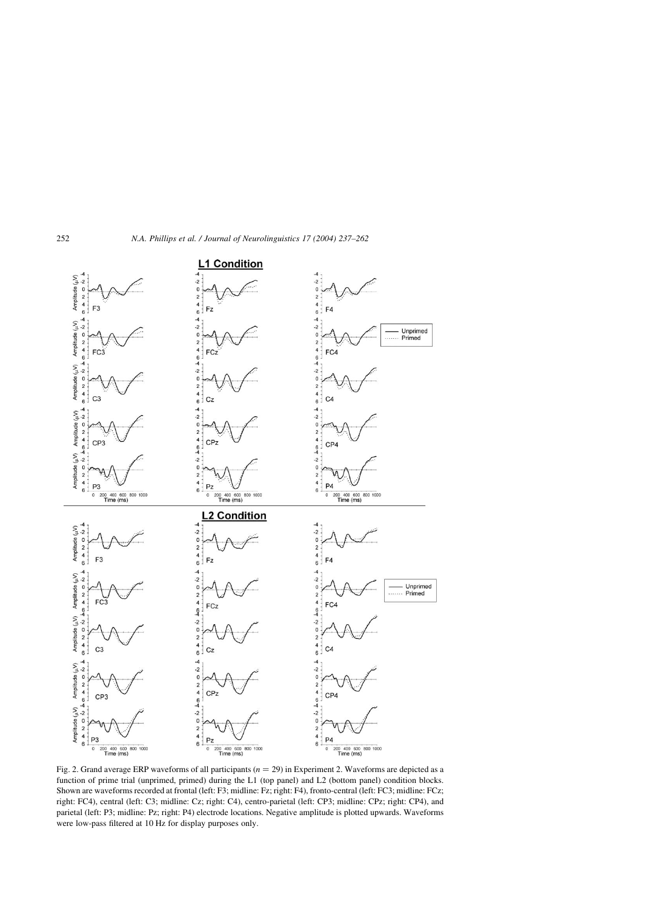Fig. 2. Grand average ERP waveforms of all participants ($n = 29$) in Experiment 2. Waveforms are depicted as a function of prime trial (unprimed, primed) during the L1 (top panel) and L2 (bottom panel) condition blocks. Shown are waveforms recorded at frontal (left: F3; midline: Fz; right: F4), fronto-central (left: FC3; midline: FCz; right: FC4), central (left: C3; midline: Cz; right: C4), centro-parietal (left: CP3; midline: CPz; right: CP4), and parietal (left: P3; midline: Pz; right: P4) electrode locations. Negative amplitude is plotted upwards. Waveforms were low-pass filtered at 10 Hz for display purposes only.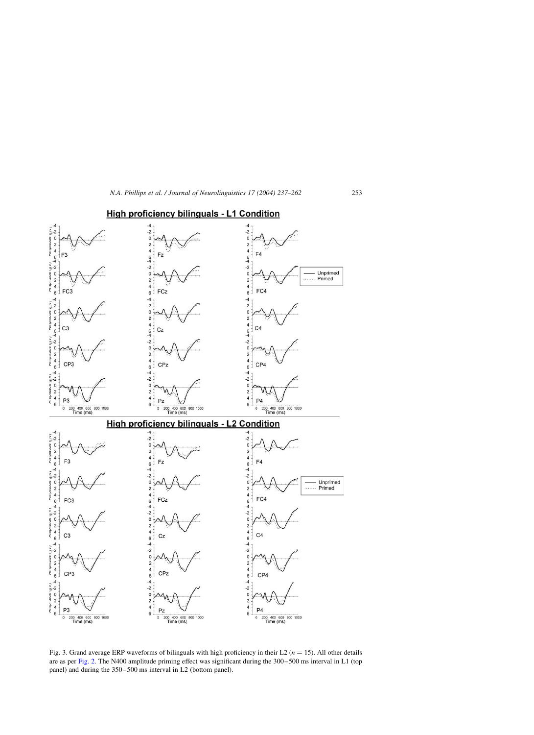Fig. 3. Grand average ERP waveforms of bilinguals with high proficiency in their L2 ($n = 15$). All other details are as per Fig. 2. The N400 amplitude priming effect was significant during the 300–500 ms interval in L1 (top panel) and during the 350–500 ms interval in L2 (bottom panel).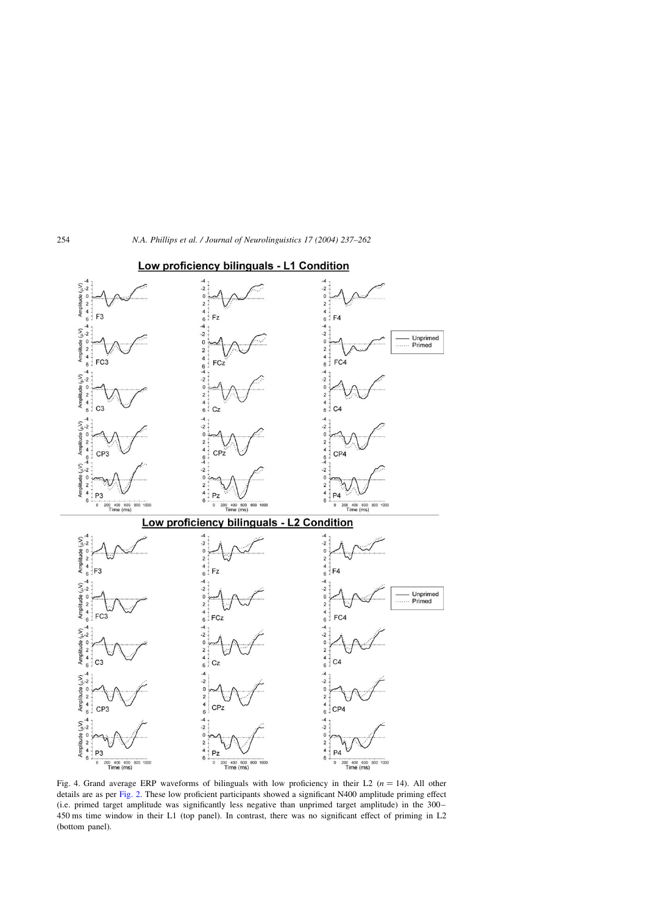Fig. 4. Grand average ERP waveforms of bilinguals with low proficiency in their L2 ($n = 14$). All other details are as per Fig. 2. These low proficient participants showed a significant N400 amplitude priming effect (i.e. primed target amplitude was significantly less negative than unprimed target amplitude) in the 300–450 ms time window in their L1 (top panel). In contrast, there was no significant effect of priming in L2 (bottom panel).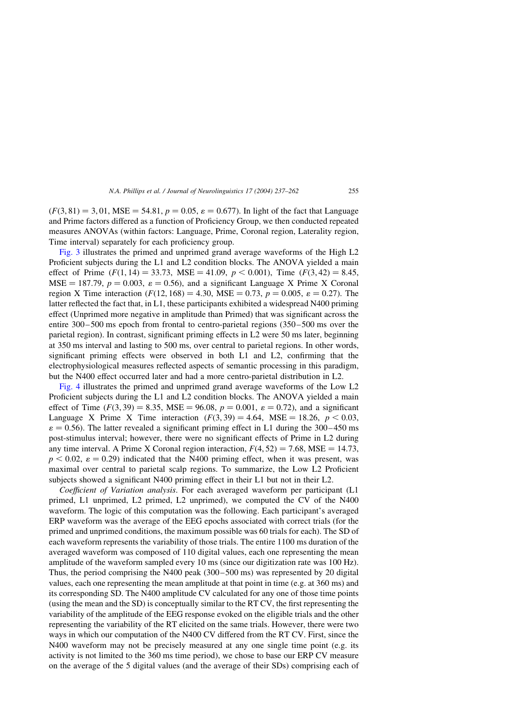($F(3, 81) = 3, 01$, MSE $= 54.81$, $p = 0.05$, $\varepsilon = 0.677$). In light of the fact that Language and Prime factors differed as a function of Proficiency Group, we then conducted repeated measures ANOVAs (within factors: Language, Prime, Coronal region, Laterality region, Time interval) separately for each proficiency group.

Fig. 3 illustrates the primed and unprimed grand average waveforms of the High L2 Proficient subjects during the L1 and L2 condition blocks. The ANOVA yielded a main effect of Prime ($F(1, 14) = 33.73$, MSE $= 41.09$, $p < 0.001$), Time ($F(3, 42) = 8.45$, MSE $= 187.79$, $p = 0.003$, $\varepsilon = 0.56$), and a significant Language X Prime X Coronal region X Time interaction ($F(12, 168) = 4.30$, MSE $= 0.73$, $p = 0.005$, $\varepsilon = 0.27$). The latter reflected the fact that, in L1, these participants exhibited a widespread N400 priming effect (Unprimed more negative in amplitude than Primed) that was significant across the entire 300–500 ms epoch from frontal to centro-parietal regions (350–500 ms over the parietal region). In contrast, significant priming effects in L2 were 50 ms later, beginning at 350 ms interval and lasting to 500 ms, over central to parietal regions. In other words, significant priming effects were observed in both L1 and L2, confirming that the electrophysiological measures reflected aspects of semantic processing in this paradigm, but the N400 effect occurred later and had a more centro-parietal distribution in L2.

Fig. 4 illustrates the primed and unprimed grand average waveforms of the Low L2 Proficient subjects during the L1 and L2 condition blocks. The ANOVA yielded a main effect of Time ($F(3, 39) = 8.35$, MSE $= 96.08$, $p = 0.001$, $\varepsilon = 0.72$), and a significant Language X Prime X Time interaction ($F(3, 39) = 4.64$, MSE $= 18.26$, $p < 0.03$, $\varepsilon = 0.56$). The latter revealed a significant priming effect in L1 during the 300–450 ms post-stimulus interval; however, there were no significant effects of Prime in L2 during any time interval. A Prime X Coronal region interaction, $F(4, 52) = 7.68$, MSE $= 14.73$, $p < 0.02$, $\varepsilon = 0.29$) indicated that the N400 priming effect, when it was present, was maximal over central to parietal scalp regions. To summarize, the Low L2 Proficient subjects showed a significant N400 priming effect in their L1 but not in their L2.

*Coefficient of Variation analysis*. For each averaged waveform per participant (L1 primed, L1 unprimed, L2 primed, L2 unprimed), we computed the CV of the N400 waveform. The logic of this computation was the following. Each participant's averaged ERP waveform was the average of the EEG epochs associated with correct trials (for the primed and unprimed conditions, the maximum possible was 60 trials for each). The SD of each waveform represents the variability of those trials. The entire 1100 ms duration of the averaged waveform was composed of 110 digital values, each one representing the mean amplitude of the waveform sampled every 10 ms (since our digitization rate was 100 Hz). Thus, the period comprising the N400 peak (300–500 ms) was represented by 20 digital values, each one representing the mean amplitude at that point in time (e.g. at 360 ms) and its corresponding SD. The N400 amplitude CV calculated for any one of those time points (using the mean and the SD) is conceptually similar to the RT CV, the first representing the variability of the amplitude of the EEG response evoked on the eligible trials and the other representing the variability of the RT elicited on the same trials. However, there were two ways in which our computation of the N400 CV differed from the RT CV. First, since the N400 waveform may not be precisely measured at any one single time point (e.g. its activity is not limited to the 360 ms time period), we chose to base our ERP CV measure on the average of the 5 digital values (and the average of their SDs) comprising each of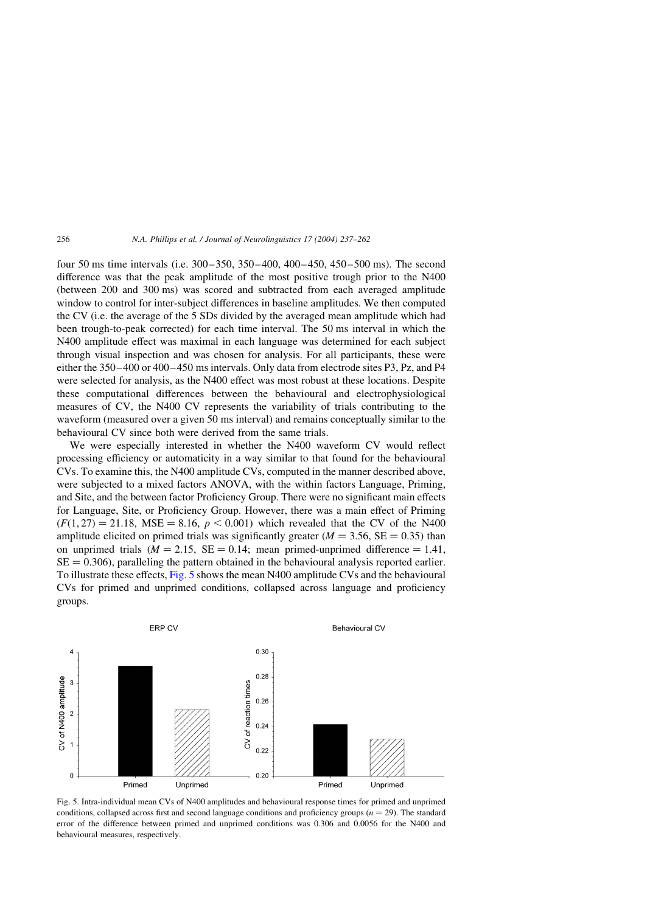four 50 ms time intervals (i.e. 300–350, 350–400, 400–450, 450–500 ms). The second difference was that the peak amplitude of the most positive trough prior to the N400 (between 200 and 300 ms) was scored and subtracted from each averaged amplitude window to control for inter-subject differences in baseline amplitudes. We then computed the CV (i.e. the average of the 5 SDs divided by the averaged mean amplitude which had been trough-to-peak corrected) for each time interval. The 50 ms interval in which the N400 amplitude effect was maximal in each language was determined for each subject through visual inspection and was chosen for analysis. For all participants, these were either the 350–400 or 400–450 ms intervals. Only data from electrode sites P3, Pz, and P4 were selected for analysis, as the N400 effect was most robust at these locations. Despite these computational differences between the behavioural and electrophysiological measures of CV, the N400 CV represents the variability of trials contributing to the waveform (measured over a given 50 ms interval) and remains conceptually similar to the behavioural CV since both were derived from the same trials.

We were especially interested in whether the N400 waveform CV would reflect processing efficiency or automaticity in a way similar to that found for the behavioural CVs. To examine this, the N400 amplitude CVs, computed in the manner described above, were subjected to a mixed factors ANOVA, with the within factors Language, Priming, and Site, and the between factor Proficiency Group. There were no significant main effects for Language, Site, or Proficiency Group. However, there was a main effect of Priming ($F(1, 27) = 21.18$, $\mathrm{MSE} = 8.16$, $p < 0.001$) which revealed that the CV of the N400 amplitude elicited on primed trials was significantly greater ($M = 3.56$, $\mathrm{SE} = 0.35$) than on unprimed trials ($M = 2.15$, $\mathrm{SE} = 0.14$; mean primed-unprimed difference $= 1.41$, $\mathrm{SE} = 0.306$), paralleling the pattern obtained in the behavioural analysis reported earlier. To illustrate these effects, Fig. 5 shows the mean N400 amplitude CVs and the behavioural CVs for primed and unprimed conditions, collapsed across language and proficiency groups.

Fig. 5. Intra-individual mean CVs of N400 amplitudes and behavioural response times for primed and unprimed conditions, collapsed across first and second language conditions and proficiency groups ($n = 29$). The standard error of the difference between primed and unprimed conditions was 0.306 and 0.0056 for the N400 and behavioural measures, respectively.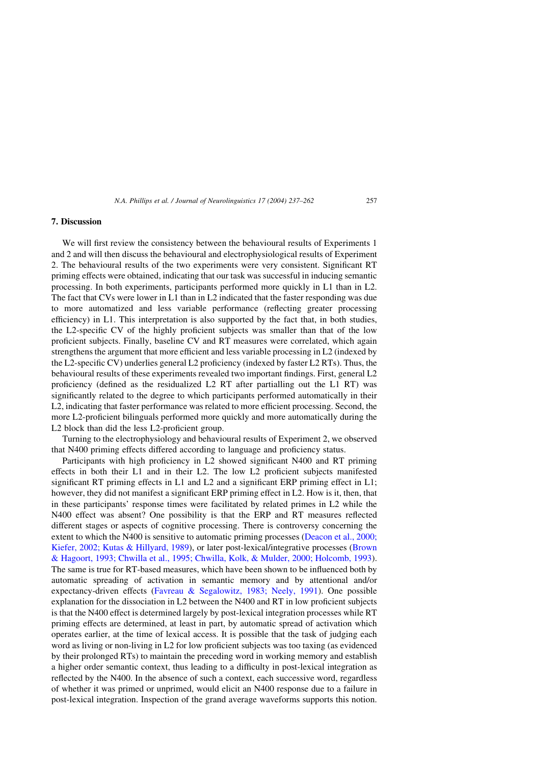## 7. Discussion

We will first review the consistency between the behavioural results of Experiments 1 and 2 and will then discuss the behavioural and electrophysiological results of Experiment 2. The behavioural results of the two experiments were very consistent. Significant RT priming effects were obtained, indicating that our task was successful in inducing semantic processing. In both experiments, participants performed more quickly in L1 than in L2. The fact that CVs were lower in L1 than in L2 indicated that the faster responding was due to more automatized and less variable performance (reflecting greater processing efficiency) in L1. This interpretation is also supported by the fact that, in both studies, the L2-specific CV of the highly proficient subjects was smaller than that of the low proficient subjects. Finally, baseline CV and RT measures were correlated, which again strengthens the argument that more efficient and less variable processing in L2 (indexed by the L2-specific CV) underlies general L2 proficiency (indexed by faster L2 RTs). Thus, the behavioural results of these experiments revealed two important findings. First, general L2 proficiency (defined as the residualized L2 RT after partialling out the L1 RT) was significantly related to the degree to which participants performed automatically in their L2, indicating that faster performance was related to more efficient processing. Second, the more L2-proficient bilinguals performed more quickly and more automatically during the L2 block than did the less L2-proficient group.

Turning to the electrophysiology and behavioural results of Experiment 2, we observed that N400 priming effects differed according to language and proficiency status.

Participants with high proficiency in L2 showed significant N400 and RT priming effects in both their L1 and in their L2. The low L2 proficient subjects manifested significant RT priming effects in L1 and L2 and a significant ERP priming effect in L1; however, they did not manifest a significant ERP priming effect in L2. How is it, then, that in these participants' response times were facilitated by related primes in L2 while the N400 effect was absent? One possibility is that the ERP and RT measures reflected different stages or aspects of cognitive processing. There is controversy concerning the extent to which the N400 is sensitive to automatic priming processes (Deacon et al., 2000; Kiefer, 2002; Kutas & Hillyard, 1989), or later post-lexical/integrative processes (Brown & Hagoort, 1993; Chwilla et al., 1995; Chwilla, Kolk, & Mulder, 2000; Holcomb, 1993). The same is true for RT-based measures, which have been shown to be influenced both by automatic spreading of activation in semantic memory and by attentional and/or expectancy-driven effects (Favreau & Segalowitz, 1983; Neely, 1991). One possible explanation for the dissociation in L2 between the N400 and RT in low proficient subjects is that the N400 effect is determined largely by post-lexical integration processes while RT priming effects are determined, at least in part, by automatic spread of activation which operates earlier, at the time of lexical access. It is possible that the task of judging each word as living or non-living in L2 for low proficient subjects was too taxing (as evidenced by their prolonged RTs) to maintain the preceding word in working memory and establish a higher order semantic context, thus leading to a difficulty in post-lexical integration as reflected by the N400. In the absence of such a context, each successive word, regardless of whether it was primed or unprimed, would elicit an N400 response due to a failure in post-lexical integration. Inspection of the grand average waveforms supports this notion.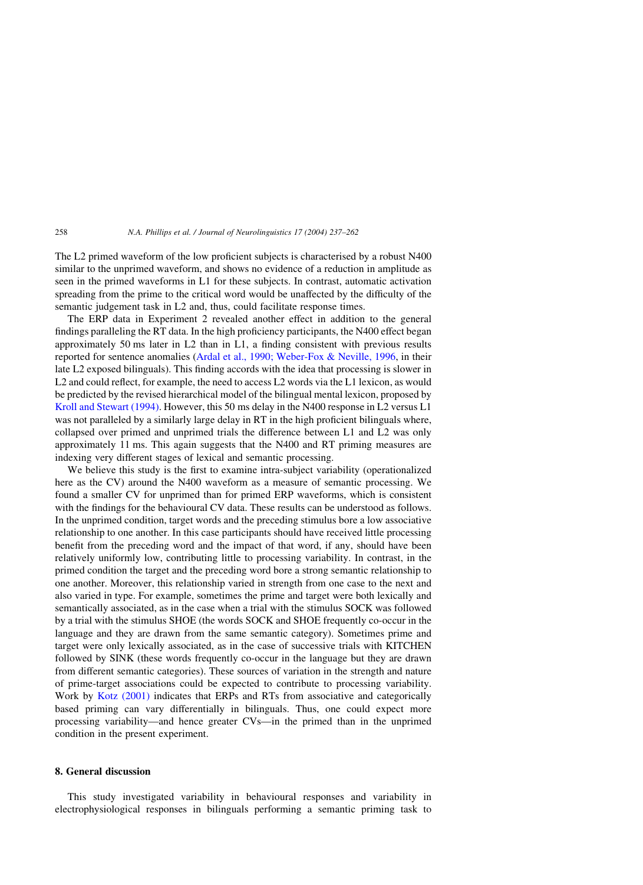The L2 primed waveform of the low proficient subjects is characterised by a robust N400 similar to the unprimed waveform, and shows no evidence of a reduction in amplitude as seen in the primed waveforms in L1 for these subjects. In contrast, automatic activation spreading from the prime to the critical word would be unaffected by the difficulty of the semantic judgement task in L2 and, thus, could facilitate response times.

The ERP data in Experiment 2 revealed another effect in addition to the general findings paralleling the RT data. In the high proficiency participants, the N400 effect began approximately 50 ms later in L2 than in L1, a finding consistent with previous results reported for sentence anomalies (Ardal et al., 1990; Weber-Fox & Neville, 1996, in their late L2 exposed bilinguals). This finding accords with the idea that processing is slower in L2 and could reflect, for example, the need to access L2 words via the L1 lexicon, as would be predicted by the revised hierarchical model of the bilingual mental lexicon, proposed by Kroll and Stewart (1994). However, this 50 ms delay in the N400 response in L2 versus L1 was not paralleled by a similarly large delay in RT in the high proficient bilinguals where, collapsed over primed and unprimed trials the difference between L1 and L2 was only approximately 11 ms. This again suggests that the N400 and RT priming measures are indexing very different stages of lexical and semantic processing.

We believe this study is the first to examine intra-subject variability (operationalized here as the CV) around the N400 waveform as a measure of semantic processing. We found a smaller CV for unprimed than for primed ERP waveforms, which is consistent with the findings for the behavioural CV data. These results can be understood as follows. In the unprimed condition, target words and the preceding stimulus bore a low associative relationship to one another. In this case participants should have received little processing benefit from the preceding word and the impact of that word, if any, should have been relatively uniformly low, contributing little to processing variability. In contrast, in the primed condition the target and the preceding word bore a strong semantic relationship to one another. Moreover, this relationship varied in strength from one case to the next and also varied in type. For example, sometimes the prime and target were both lexically and semantically associated, as in the case when a trial with the stimulus SOCK was followed by a trial with the stimulus SHOE (the words SOCK and SHOE frequently co-occur in the language and they are drawn from the same semantic category). Sometimes prime and target were only lexically associated, as in the case of successive trials with KITCHEN followed by SINK (these words frequently co-occur in the language but they are drawn from different semantic categories). These sources of variation in the strength and nature of prime-target associations could be expected to contribute to processing variability. Work by Kotz (2001) indicates that ERPs and RTs from associative and categorically based priming can vary differentially in bilinguals. Thus, one could expect more processing variability—and hence greater CVs—in the primed than in the unprimed condition in the present experiment.

## 8. General discussion

This study investigated variability in behavioural responses and variability in electrophysiological responses in bilinguals performing a semantic priming task to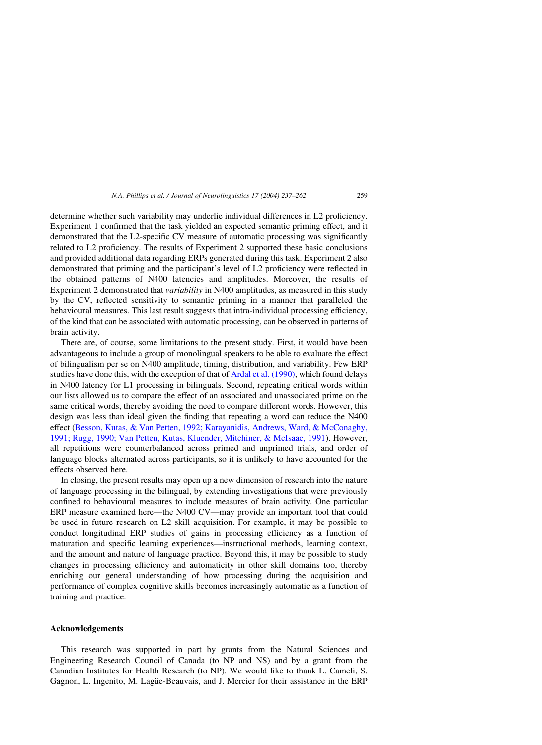determine whether such variability may underlie individual differences in L2 proficiency. Experiment 1 confirmed that the task yielded an expected semantic priming effect, and it demonstrated that the L2-specific CV measure of automatic processing was significantly related to L2 proficiency. The results of Experiment 2 supported these basic conclusions and provided additional data regarding ERPs generated during this task. Experiment 2 also demonstrated that priming and the participant's level of L2 proficiency were reflected in the obtained patterns of N400 latencies and amplitudes. Moreover, the results of Experiment 2 demonstrated that *variability* in N400 amplitudes, as measured in this study by the CV, reflected sensitivity to semantic priming in a manner that paralleled the behavioural measures. This last result suggests that intra-individual processing efficiency, of the kind that can be associated with automatic processing, can be observed in patterns of brain activity.

There are, of course, some limitations to the present study. First, it would have been advantageous to include a group of monolingual speakers to be able to evaluate the effect of bilingualism per se on N400 amplitude, timing, distribution, and variability. Few ERP studies have done this, with the exception of that of Ardal et al. (1990), which found delays in N400 latency for L1 processing in bilinguals. Second, repeating critical words within our lists allowed us to compare the effect of an associated and unassociated prime on the same critical words, thereby avoiding the need to compare different words. However, this design was less than ideal given the finding that repeating a word can reduce the N400 effect (Besson, Kutas, & Van Petten, 1992; Karayanidis, Andrews, Ward, & McConaghy, 1991; Rugg, 1990; Van Petten, Kutas, Kluender, Mitchiner, & McIsaac, 1991). However, all repetitions were counterbalanced across primed and unprimed trials, and order of language blocks alternated across participants, so it is unlikely to have accounted for the effects observed here.

In closing, the present results may open up a new dimension of research into the nature of language processing in the bilingual, by extending investigations that were previously confined to behavioural measures to include measures of brain activity. One particular ERP measure examined here—the N400 CV—may provide an important tool that could be used in future research on L2 skill acquisition. For example, it may be possible to conduct longitudinal ERP studies of gains in processing efficiency as a function of maturation and specific learning experiences—instructional methods, learning context, and the amount and nature of language practice. Beyond this, it may be possible to study changes in processing efficiency and automaticity in other skill domains too, thereby enriching our general understanding of how processing during the acquisition and performance of complex cognitive skills becomes increasingly automatic as a function of training and practice.

## Acknowledgements

This research was supported in part by grants from the Natural Sciences and Engineering Research Council of Canada (to NP and NS) and by a grant from the Canadian Institutes for Health Research (to NP). We would like to thank L. Cameli, S. Gagnon, L. Ingenito, M. Lagüe-Beauvais, and J. Mercier for their assistance in the ERP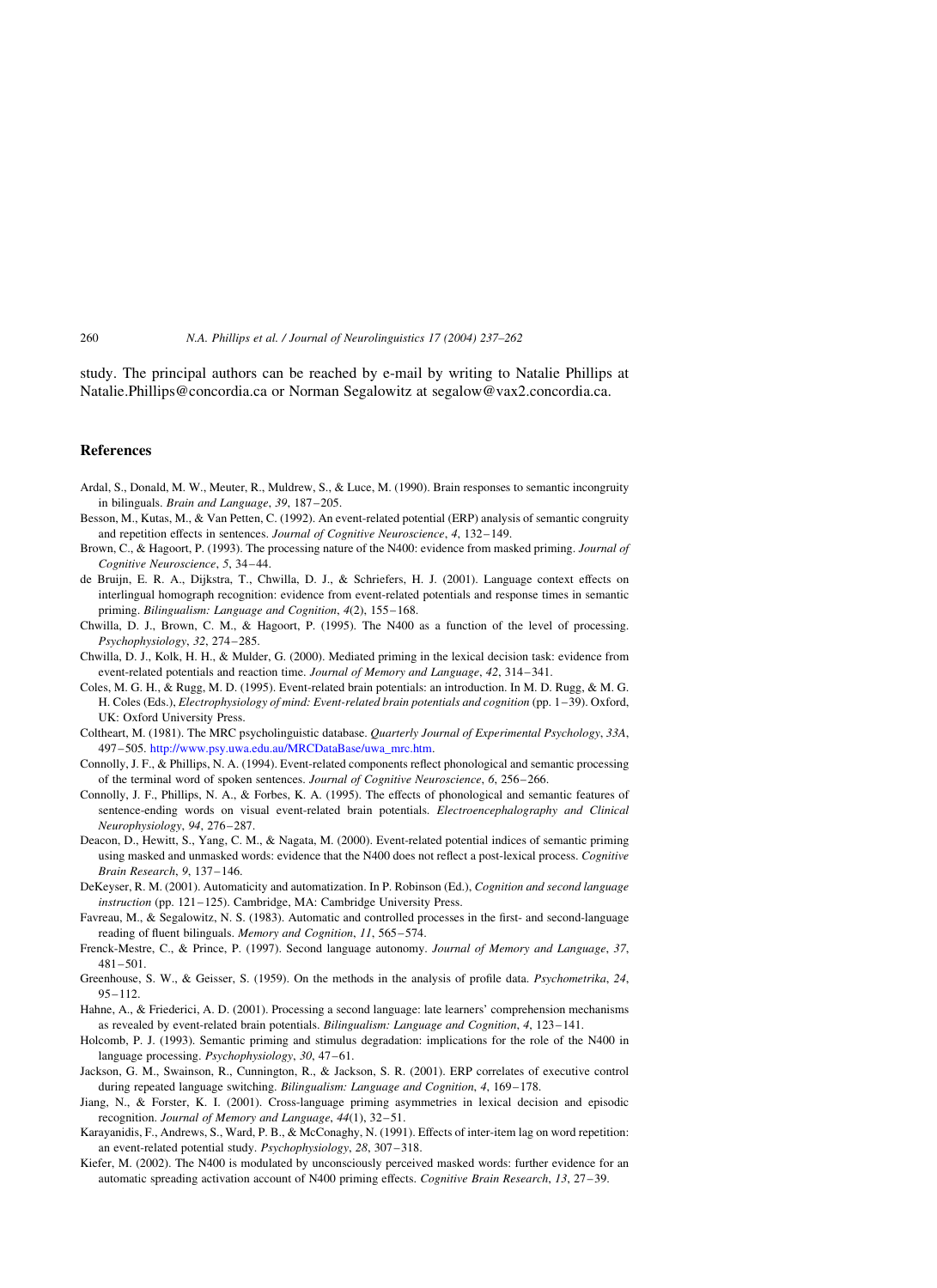study. The principal authors can be reached by e-mail by writing to Natalie Phillips at Natalie.Phillips@concordia.ca or Norman Segalowitz at segalow@vax2.concordia.ca.

## References

Ardal, S., Donald, M. W., Meuter, R., Muldrew, S., & Luce, M. (1990). Brain responses to semantic incongruity in bilinguals. *Brain and Language*, *39*, 187–205.

Besson, M., Kutas, M., & Van Petten, C. (1992). An event-related potential (ERP) analysis of semantic congruity and repetition effects in sentences. *Journal of Cognitive Neuroscience*, *4*, 132–149.

Brown, C., & Hagoort, P. (1993). The processing nature of the N400: evidence from masked priming. *Journal of Cognitive Neuroscience*, *5*, 34–44.

de Bruijn, E. R. A., Dijkstra, T., Chwilla, D. J., & Schriefers, H. J. (2001). Language context effects on interlingual homograph recognition: evidence from event-related potentials and response times in semantic priming. *Bilingualism: Language and Cognition*, *4*(2), 155–168.

Chwilla, D. J., Brown, C. M., & Hagoort, P. (1995). The N400 as a function of the level of processing. *Psychophysiology*, *32*, 274–285.

Chwilla, D. J., Kolk, H. H., & Mulder, G. (2000). Mediated priming in the lexical decision task: evidence from event-related potentials and reaction time. *Journal of Memory and Language*, *42*, 314–341.

Coles, M. G. H., & Rugg, M. D. (1995). Event-related brain potentials: an introduction. In M. D. Rugg, & M. G. H. Coles (Eds.), *Electrophysiology of mind: Event-related brain potentials and cognition* (pp. 1–39). Oxford, UK: Oxford University Press.

Coltheart, M. (1981). The MRC psycholinguistic database. *Quarterly Journal of Experimental Psychology*, *33A*, 497–505. http://www.psy.uwa.edu.au/MRCDataBase/uwa_mrc.htm.

Connolly, J. F., & Phillips, N. A. (1994). Event-related components reflect phonological and semantic processing of the terminal word of spoken sentences. *Journal of Cognitive Neuroscience*, *6*, 256–266.

Connolly, J. F., Phillips, N. A., & Forbes, K. A. (1995). The effects of phonological and semantic features of sentence-ending words on visual event-related brain potentials. *Electroencephalography and Clinical Neurophysiology*, *94*, 276–287.

Deacon, D., Hewitt, S., Yang, C. M., & Nagata, M. (2000). Event-related potential indices of semantic priming using masked and unmasked words: evidence that the N400 does not reflect a post-lexical process. *Cognitive Brain Research*, *9*, 137–146.

DeKeyser, R. M. (2001). Automaticity and automatization. In P. Robinson (Ed.), *Cognition and second language instruction* (pp. 121–125). Cambridge, MA: Cambridge University Press.

Favreau, M., & Segalowitz, N. S. (1983). Automatic and controlled processes in the first- and second-language reading of fluent bilinguals. *Memory and Cognition*, *11*, 565–574.

Frenck-Mestre, C., & Prince, P. (1997). Second language autonomy. *Journal of Memory and Language*, *37*, 481–501.

Greenhouse, S. W., & Geisser, S. (1959). On the methods in the analysis of profile data. *Psychometrika*, *24*, 95–112.

Hahne, A., & Friederici, A. D. (2001). Processing a second language: late learners' comprehension mechanisms as revealed by event-related brain potentials. *Bilingualism: Language and Cognition*, *4*, 123–141.

Holcomb, P. J. (1993). Semantic priming and stimulus degradation: implications for the role of the N400 in language processing. *Psychophysiology*, *30*, 47–61.

Jackson, G. M., Swainson, R., Cunnington, R., & Jackson, S. R. (2001). ERP correlates of executive control during repeated language switching. *Bilingualism: Language and Cognition*, *4*, 169–178.

Jiang, N., & Forster, K. I. (2001). Cross-language priming asymmetries in lexical decision and episodic recognition. *Journal of Memory and Language*, *44*(1), 32–51.

Karayanidis, F., Andrews, S., Ward, P. B., & McConaghy, N. (1991). Effects of inter-item lag on word repetition: an event-related potential study. *Psychophysiology*, *28*, 307–318.

Kiefer, M. (2002). The N400 is modulated by unconsciously perceived masked words: further evidence for an automatic spreading activation account of N400 priming effects. *Cognitive Brain Research*, *13*, 27–39.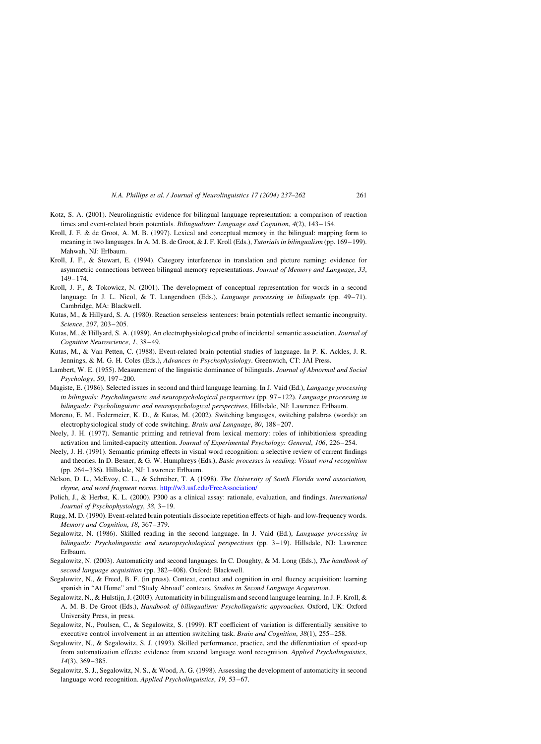Kotz, S. A. (2001). Neurolinguistic evidence for bilingual language representation: a comparison of reaction times and event-related brain potentials. *Bilingualism: Language and Cognition*, *4*(2), 143–154.

Kroll, J. F. & de Groot, A. M. B. (1997). Lexical and conceptual memory in the bilingual: mapping form to meaning in two languages. In A. M. B. de Groot, & J. F. Kroll (Eds.), *Tutorials in bilingualism* (pp. 169–199). Mahwah, NJ: Erlbaum.

Kroll, J. F., & Stewart, E. (1994). Category interference in translation and picture naming: evidence for asymmetric connections between bilingual memory representations. *Journal of Memory and Language*, *33*, 149–174.

Kroll, J. F., & Tokowicz, N. (2001). The development of conceptual representation for words in a second language. In J. L. Nicol, & T. Langendoen (Eds.), *Language processing in bilinguals* (pp. 49–71). Cambridge, MA: Blackwell.

Kutas, M., & Hillyard, S. A. (1980). Reaction senseless sentences: brain potentials reflect semantic incongruity. *Science*, *207*, 203–205.

Kutas, M., & Hillyard, S. A. (1989). An electrophysiological probe of incidental semantic association. *Journal of Cognitive Neuroscience*, *1*, 38–49.

Kutas, M., & Van Petten, C. (1988). Event-related brain potential studies of language. In P. K. Ackles, J. R. Jennings, & M. G. H. Coles (Eds.), *Advances in Psychophysiology*. Greenwich, CT: JAI Press.

Lambert, W. E. (1955). Measurement of the linguistic dominance of bilinguals. *Journal of Abnormal and Social Psychology*, *50*, 197–200.

Magiste, E. (1986). Selected issues in second and third language learning. In J. Vaid (Ed.), *Language processing in bilinguals: Psycholinguistic and neuropsychological perspectives* (pp. 97–122). *Language processing in bilinguals: Psycholinguistic and neuropsychological perspectives*, Hillsdale, NJ: Lawrence Erlbaum.

Moreno, E. M., Federmeier, K. D., & Kutas, M. (2002). Switching languages, switching palabras (words): an electrophysiological study of code switching. *Brain and Language*, *80*, 188–207.

Neely, J. H. (1977). Semantic priming and retrieval from lexical memory: roles of inhibitionless spreading activation and limited-capacity attention. *Journal of Experimental Psychology: General*, *106*, 226–254.

Neely, J. H. (1991). Semantic priming effects in visual word recognition: a selective review of current findings and theories. In D. Besner, & G. W. Humphreys (Eds.), *Basic processes in reading: Visual word recognition* (pp. 264–336). Hillsdale, NJ: Lawrence Erlbaum.

Nelson, D. L., McEvoy, C. L., & Schreiber, T. A (1998). *The University of South Florida word association, rhyme, and word fragment norms*. http://w3.usf.edu/FreeAssociation/

Polich, J., & Herbst, K. L. (2000). P300 as a clinical assay: rationale, evaluation, and findings. *International Journal of Psychophysiology*, *38*, 3–19.

Rugg, M. D. (1990). Event-related brain potentials dissociate repetition effects of high- and low-frequency words. *Memory and Cognition*, *18*, 367–379.

Segalowitz, N. (1986). Skilled reading in the second language. In J. Vaid (Ed.), *Language processing in bilinguals: Psycholinguistic and neuropsychological perspectives* (pp. 3–19). Hillsdale, NJ: Lawrence Erlbaum.

Segalowitz, N. (2003). Automaticity and second languages. In C. Doughty, & M. Long (Eds.), *The handbook of second language acquisition* (pp. 382–408). Oxford: Blackwell.

Segalowitz, N., & Freed, B. F. (in press). Context, contact and cognition in oral fluency acquisition: learning spanish in "At Home" and "Study Abroad" contexts. *Studies in Second Language Acquisition*.

Segalowitz, N., & Hulstijn, J. (2003). Automaticity in bilingualism and second language learning. In J. F. Kroll, & A. M. B. De Groot (Eds.), *Handbook of bilingualism: Psycholinguistic approaches*. Oxford, UK: Oxford University Press, in press.

Segalowitz, N., Poulsen, C., & Segalowitz, S. (1999). RT coefficient of variation is differentially sensitive to executive control involvement in an attention switching task. *Brain and Cognition*, *38*(1), 255–258.

Segalowitz, N., & Segalowitz, S. J. (1993). Skilled performance, practice, and the differentiation of speed-up from automatization effects: evidence from second language word recognition. *Applied Psycholinguistics*, *14*(3), 369–385.

Segalowitz, S. J., Segalowitz, N. S., & Wood, A. G. (1998). Assessing the development of automaticity in second language word recognition. *Applied Psycholinguistics*, *19*, 53–67.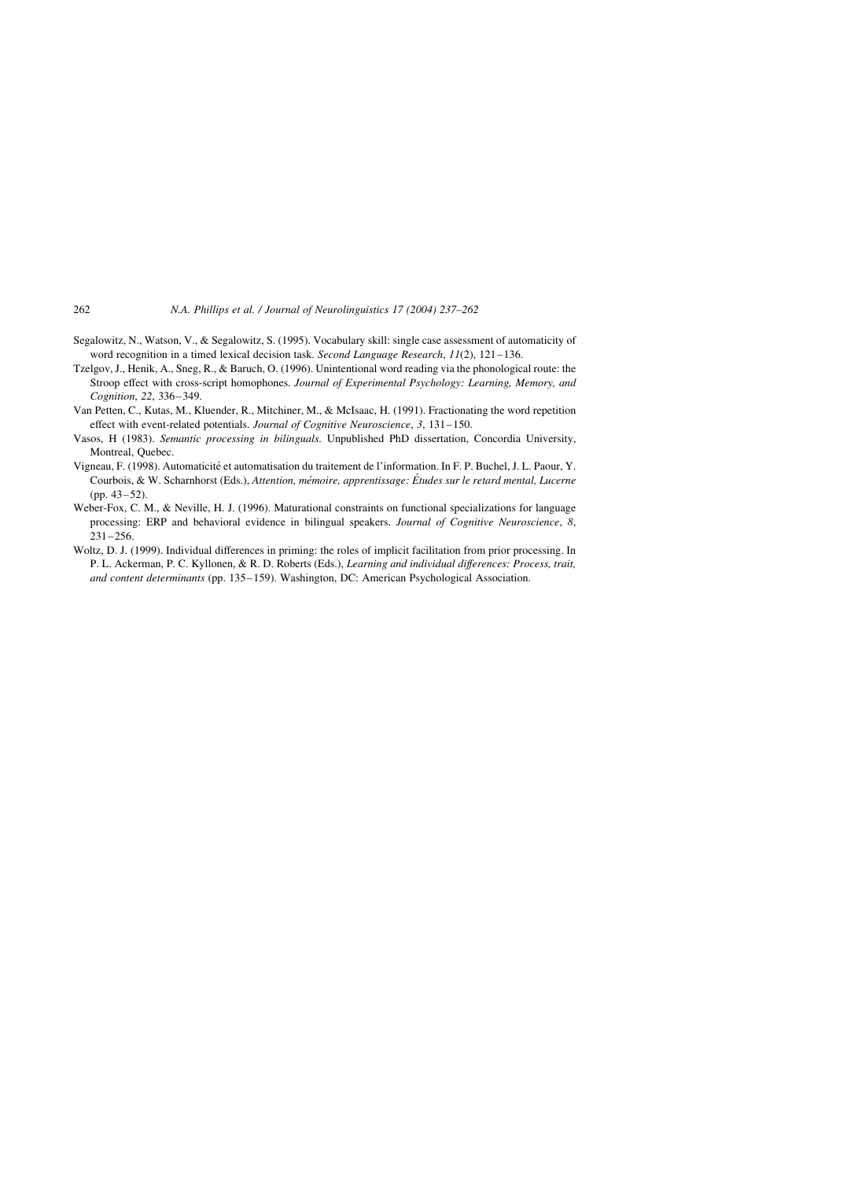Segalowitz, N., Watson, V., & Segalowitz, S. (1995). Vocabulary skill: single case assessment of automaticity of word recognition in a timed lexical decision task. *Second Language Research*, *11*(2), 121–136.

Tzelgov, J., Henik, A., Sneg, R., & Baruch, O. (1996). Unintentional word reading via the phonological route: the Stroop effect with cross-script homophones. *Journal of Experimental Psychology: Learning, Memory, and Cognition*, *22*, 336–349.

Van Petten, C., Kutas, M., Kluender, R., Mitchiner, M., & McIsaac, H. (1991). Fractionating the word repetition effect with event-related potentials. *Journal of Cognitive Neuroscience*, *3*, 131–150.

Vasos, H (1983). *Semantic processing in bilinguals*. Unpublished PhD dissertation, Concordia University, Montreal, Quebec.

Vigneau, F. (1998). Automaticité et automatisation du traitement de l'information. In F. P. Buchel, J. L. Paour, Y. Courbois, & W. Scharnhorst (Eds.), *Attention, mémoire, apprentissage: Études sur le retard mental, Lucerne* (pp. 43–52).

Weber-Fox, C. M., & Neville, H. J. (1996). Maturational constraints on functional specializations for language processing: ERP and behavioral evidence in bilingual speakers. *Journal of Cognitive Neuroscience*, *8*, 231–256.

Woltz, D. J. (1999). Individual differences in priming: the roles of implicit facilitation from prior processing. In P. L. Ackerman, P. C. Kyllonen, & R. D. Roberts (Eds.), *Learning and individual differences: Process, trait, and content determinants* (pp. 135–159). Washington, DC: American Psychological Association.